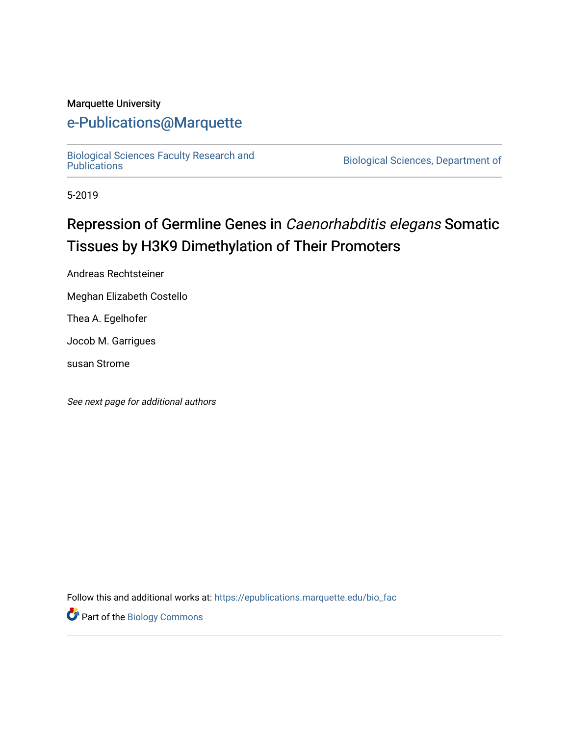Marquette University

# e-Publications@Marquette

Biological Sciences Faculty Research and Publications

Biological Sciences, Department of

5-2019

# Repression of Germline Genes in *Caenorhabditis elegans* Somatic Tissues by H3K9 Dimethylation of Their Promoters

Andreas Rechtsteiner

Meghan Elizabeth Costello

Thea A. Egelhofer

Jocob M. Garrigues

susan Strome

*See next page for additional authors*

Follow this and additional works at: https://epublications.marquette.edu/bio_fac

Part of the Biology Commons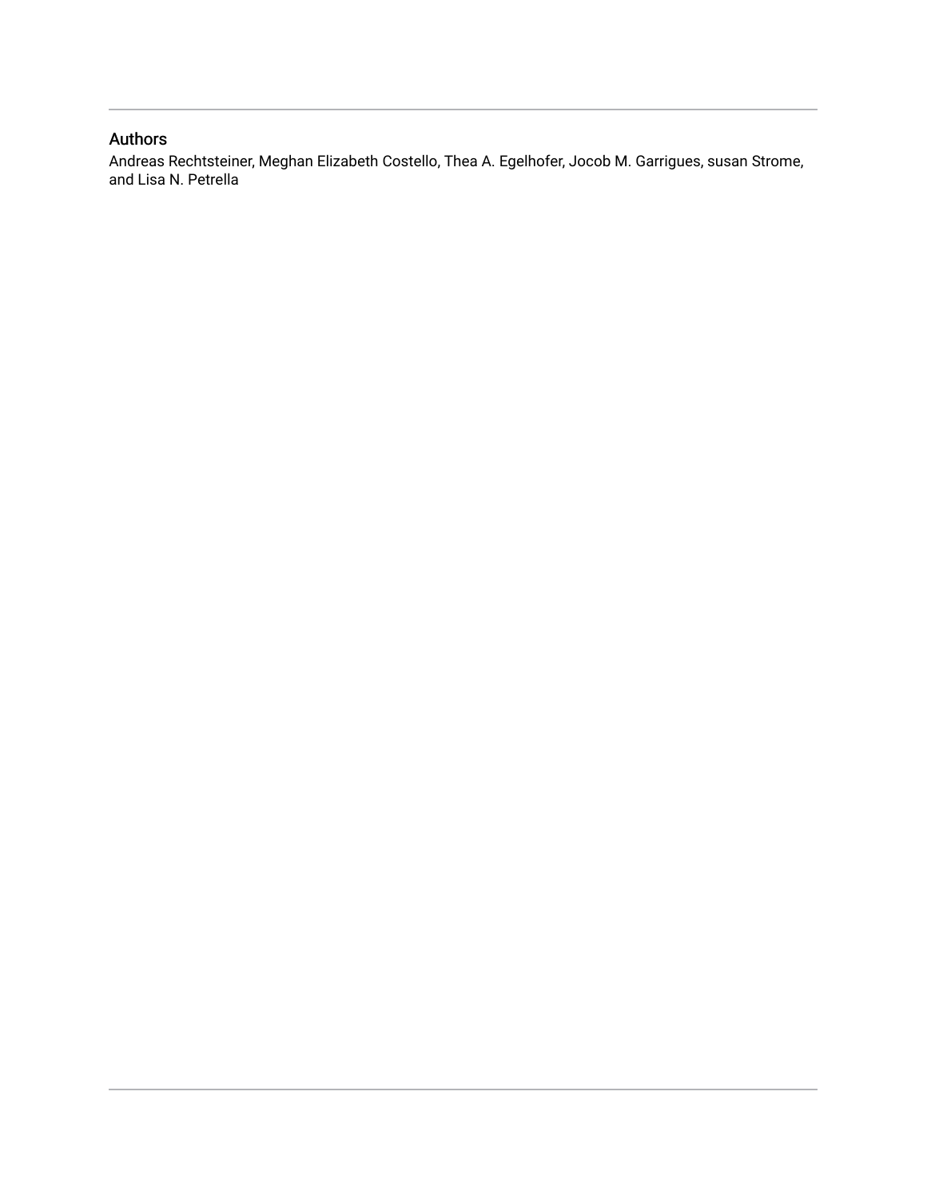## Authors

Andreas Rechtsteiner, Meghan Elizabeth Costello, Thea A. Egelhofer, Jocob M. Garrigues, susan Strome, and Lisa N. Petrella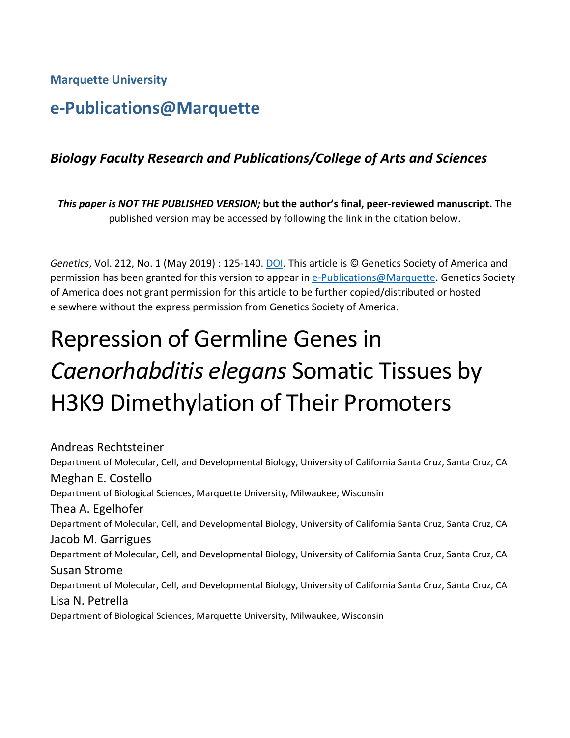**Marquette University**

## e-Publications@Marquette

### *Biology Faculty Research and Publications/College of Arts and Sciences*

***This paper is NOT THE PUBLISHED VERSION;* but the author's final, peer-reviewed manuscript.** The published version may be accessed by following the link in the citation below.

*Genetics*, Vol. 212, No. 1 (May 2019) : 125-140. DOI. This article is © Genetics Society of America and permission has been granted for this version to appear in e-Publications@Marquette. Genetics Society of America does not grant permission for this article to be further copied/distributed or hosted elsewhere without the express permission from Genetics Society of America.

# Repression of Germline Genes in *Caenorhabditis elegans* Somatic Tissues by H3K9 Dimethylation of Their Promoters

Andreas Rechtsteiner
Department of Molecular, Cell, and Developmental Biology, University of California Santa Cruz, Santa Cruz, CA

Meghan E. Costello
Department of Biological Sciences, Marquette University, Milwaukee, Wisconsin

Thea A. Egelhofer
Department of Molecular, Cell, and Developmental Biology, University of California Santa Cruz, Santa Cruz, CA

Jacob M. Garrigues
Department of Molecular, Cell, and Developmental Biology, University of California Santa Cruz, Santa Cruz, CA

Susan Strome
Department of Molecular, Cell, and Developmental Biology, University of California Santa Cruz, Santa Cruz, CA

Lisa N. Petrella
Department of Biological Sciences, Marquette University, Milwaukee, Wisconsin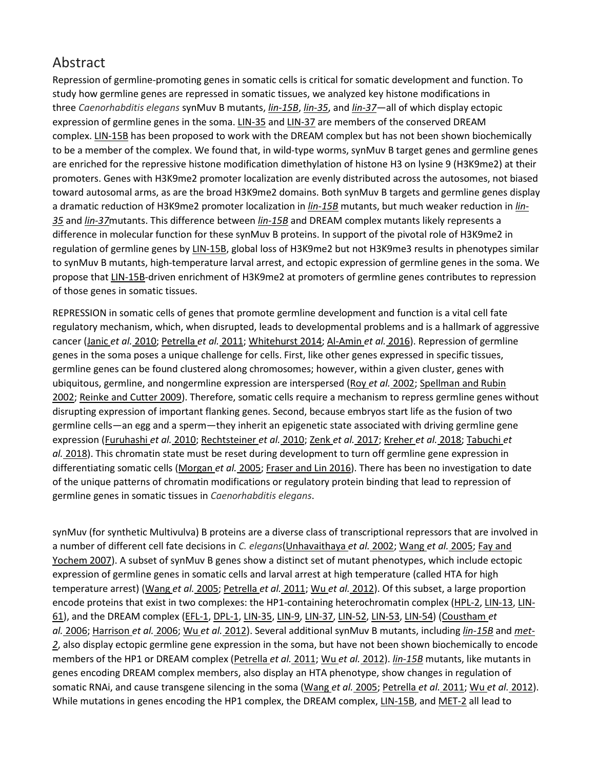## Abstract

Repression of germline-promoting genes in somatic cells is critical for somatic development and function. To study how germline genes are repressed in somatic tissues, we analyzed key histone modifications in three *Caenorhabditis elegans* synMuv B mutants, *lin-15B*, *lin-35*, and *lin-37*—all of which display ectopic expression of germline genes in the soma. LIN-35 and LIN-37 are members of the conserved DREAM complex. LIN-15B has been proposed to work with the DREAM complex but has not been shown biochemically to be a member of the complex. We found that, in wild-type worms, synMuv B target genes and germline genes are enriched for the repressive histone modification dimethylation of histone H3 on lysine 9 (H3K9me2) at their promoters. Genes with H3K9me2 promoter localization are evenly distributed across the autosomes, not biased toward autosomal arms, as are the broad H3K9me2 domains. Both synMuv B targets and germline genes display a dramatic reduction of H3K9me2 promoter localization in *lin-15B* mutants, but much weaker reduction in *lin-35* and *lin-37*mutants. This difference between *lin-15B* and DREAM complex mutants likely represents a difference in molecular function for these synMuv B proteins. In support of the pivotal role of H3K9me2 in regulation of germline genes by LIN-15B, global loss of H3K9me2 but not H3K9me3 results in phenotypes similar to synMuv B mutants, high-temperature larval arrest, and ectopic expression of germline genes in the soma. We propose that LIN-15B-driven enrichment of H3K9me2 at promoters of germline genes contributes to repression of those genes in somatic tissues.

REPRESSION in somatic cells of genes that promote germline development and function is a vital cell fate regulatory mechanism, which, when disrupted, leads to developmental problems and is a hallmark of aggressive cancer (Janic *et al.* 2010; Petrella *et al.* 2011; Whitehurst 2014; Al-Amin *et al.* 2016). Repression of germline genes in the soma poses a unique challenge for cells. First, like other genes expressed in specific tissues, germline genes can be found clustered along chromosomes; however, within a given cluster, genes with ubiquitous, germline, and nongermline expression are interspersed (Roy *et al.* 2002; Spellman and Rubin 2002; Reinke and Cutter 2009). Therefore, somatic cells require a mechanism to repress germline genes without disrupting expression of important flanking genes. Second, because embryos start life as the fusion of two germline cells—an egg and a sperm—they inherit an epigenetic state associated with driving germline gene expression (Furuhashi *et al.* 2010; Rechtsteiner *et al.* 2010; Zenk *et al.* 2017; Kreher *et al.* 2018; Tabuchi *et al.* 2018). This chromatin state must be reset during development to turn off germline gene expression in differentiating somatic cells (Morgan *et al.* 2005; Fraser and Lin 2016). There has been no investigation to date of the unique patterns of chromatin modifications or regulatory protein binding that lead to repression of germline genes in somatic tissues in *Caenorhabditis elegans*.

synMuv (for synthetic Multivulva) B proteins are a diverse class of transcriptional repressors that are involved in a number of different cell fate decisions in *C. elegans*(Unhavaithaya *et al.* 2002; Wang *et al.* 2005; Fay and Yochem 2007). A subset of synMuv B genes show a distinct set of mutant phenotypes, which include ectopic expression of germline genes in somatic cells and larval arrest at high temperature (called HTA for high temperature arrest) (Wang *et al.* 2005; Petrella *et al.* 2011; Wu *et al.* 2012). Of this subset, a large proportion encode proteins that exist in two complexes: the HP1-containing heterochromatin complex (HPL-2, LIN-13, LIN-61), and the DREAM complex (EFL-1, DPL-1, LIN-35, LIN-9, LIN-37, LIN-52, LIN-53, LIN-54) (Coustham *et al.* 2006; Harrison *et al.* 2006; Wu *et al.* 2012). Several additional synMuv B mutants, including *lin-15B* and *met-2*, also display ectopic germline gene expression in the soma, but have not been shown biochemically to encode members of the HP1 or DREAM complex (Petrella *et al.* 2011; Wu *et al.* 2012). *lin-15B* mutants, like mutants in genes encoding DREAM complex members, also display an HTA phenotype, show changes in regulation of somatic RNAi, and cause transgene silencing in the soma (Wang *et al.* 2005; Petrella *et al.* 2011; Wu *et al.* 2012). While mutations in genes encoding the HP1 complex, the DREAM complex, LIN-15B, and MET-2 all lead to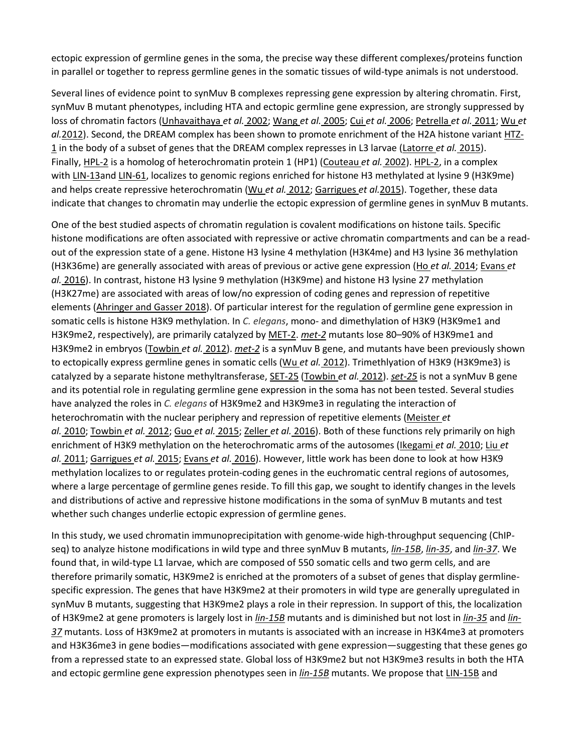ectopic expression of germline genes in the soma, the precise way these different complexes/proteins function in parallel or together to repress germline genes in the somatic tissues of wild-type animals is not understood.

Several lines of evidence point to synMuv B complexes repressing gene expression by altering chromatin. First, synMuv B mutant phenotypes, including HTA and ectopic germline gene expression, are strongly suppressed by loss of chromatin factors (Unhavaithaya *et al.* 2002; Wang *et al.* 2005; Cui *et al.* 2006; Petrella *et al.* 2011; Wu *et al.* 2012). Second, the DREAM complex has been shown to promote enrichment of the H2A histone variant HTZ-1 in the body of a subset of genes that the DREAM complex represses in L3 larvae (Latorre *et al.* 2015). Finally, HPL-2 is a homolog of heterochromatin protein 1 (HP1) (Couteau *et al.* 2002). HPL-2, in a complex with LIN-13and LIN-61, localizes to genomic regions enriched for histone H3 methylated at lysine 9 (H3K9me) and helps create repressive heterochromatin (Wu *et al.* 2012; Garrigues *et al.* 2015). Together, these data indicate that changes to chromatin may underlie the ectopic expression of germline genes in synMuv B mutants.

One of the best studied aspects of chromatin regulation is covalent modifications on histone tails. Specific histone modifications are often associated with repressive or active chromatin compartments and can be a read-out of the expression state of a gene. Histone H3 lysine 4 methylation (H3K4me) and H3 lysine 36 methylation (H3K36me) are generally associated with areas of previous or active gene expression (Ho *et al.* 2014; Evans *et al.* 2016). In contrast, histone H3 lysine 9 methylation (H3K9me) and histone H3 lysine 27 methylation (H3K27me) are associated with areas of low/no expression of coding genes and repression of repetitive elements (Ahringer and Gasser 2018). Of particular interest for the regulation of germline gene expression in somatic cells is histone H3K9 methylation. In *C. elegans*, mono- and dimethylation of H3K9 (H3K9me1 and H3K9me2, respectively), are primarily catalyzed by MET-2. *met-2* mutants lose 80–90% of H3K9me1 and H3K9me2 in embryos (Towbin *et al.* 2012). *met-2* is a synMuv B gene, and mutants have been previously shown to ectopically express germline genes in somatic cells (Wu *et al.* 2012). Trimethlyation of H3K9 (H3K9me3) is catalyzed by a separate histone methyltransferase, SET-25 (Towbin *et al.* 2012). *set-25* is not a synMuv B gene and its potential role in regulating germline gene expression in the soma has not been tested. Several studies have analyzed the roles in *C. elegans* of H3K9me2 and H3K9me3 in regulating the interaction of heterochromatin with the nuclear periphery and repression of repetitive elements (Meister *et al.* 2010; Towbin *et al.* 2012; Guo *et al.* 2015; Zeller *et al.* 2016). Both of these functions rely primarily on high enrichment of H3K9 methylation on the heterochromatic arms of the autosomes (Ikegami *et al.* 2010; Liu *et al.* 2011; Garrigues *et al.* 2015; Evans *et al.* 2016). However, little work has been done to look at how H3K9 methylation localizes to or regulates protein-coding genes in the euchromatic central regions of autosomes, where a large percentage of germline genes reside. To fill this gap, we sought to identify changes in the levels and distributions of active and repressive histone modifications in the soma of synMuv B mutants and test whether such changes underlie ectopic expression of germline genes.

In this study, we used chromatin immunoprecipitation with genome-wide high-throughput sequencing (ChIP-seq) to analyze histone modifications in wild type and three synMuv B mutants, *lin-15B*, *lin-35*, and *lin-37*. We found that, in wild-type L1 larvae, which are composed of 550 somatic cells and two germ cells, and are therefore primarily somatic, H3K9me2 is enriched at the promoters of a subset of genes that display germline-specific expression. The genes that have H3K9me2 at their promoters in wild type are generally upregulated in synMuv B mutants, suggesting that H3K9me2 plays a role in their repression. In support of this, the localization of H3K9me2 at gene promoters is largely lost in *lin-15B* mutants and is diminished but not lost in *lin-35* and *lin-37* mutants. Loss of H3K9me2 at promoters in mutants is associated with an increase in H3K4me3 at promoters and H3K36me3 in gene bodies—modifications associated with gene expression—suggesting that these genes go from a repressed state to an expressed state. Global loss of H3K9me2 but not H3K9me3 results in both the HTA and ectopic germline gene expression phenotypes seen in *lin-15B* mutants. We propose that LIN-15B and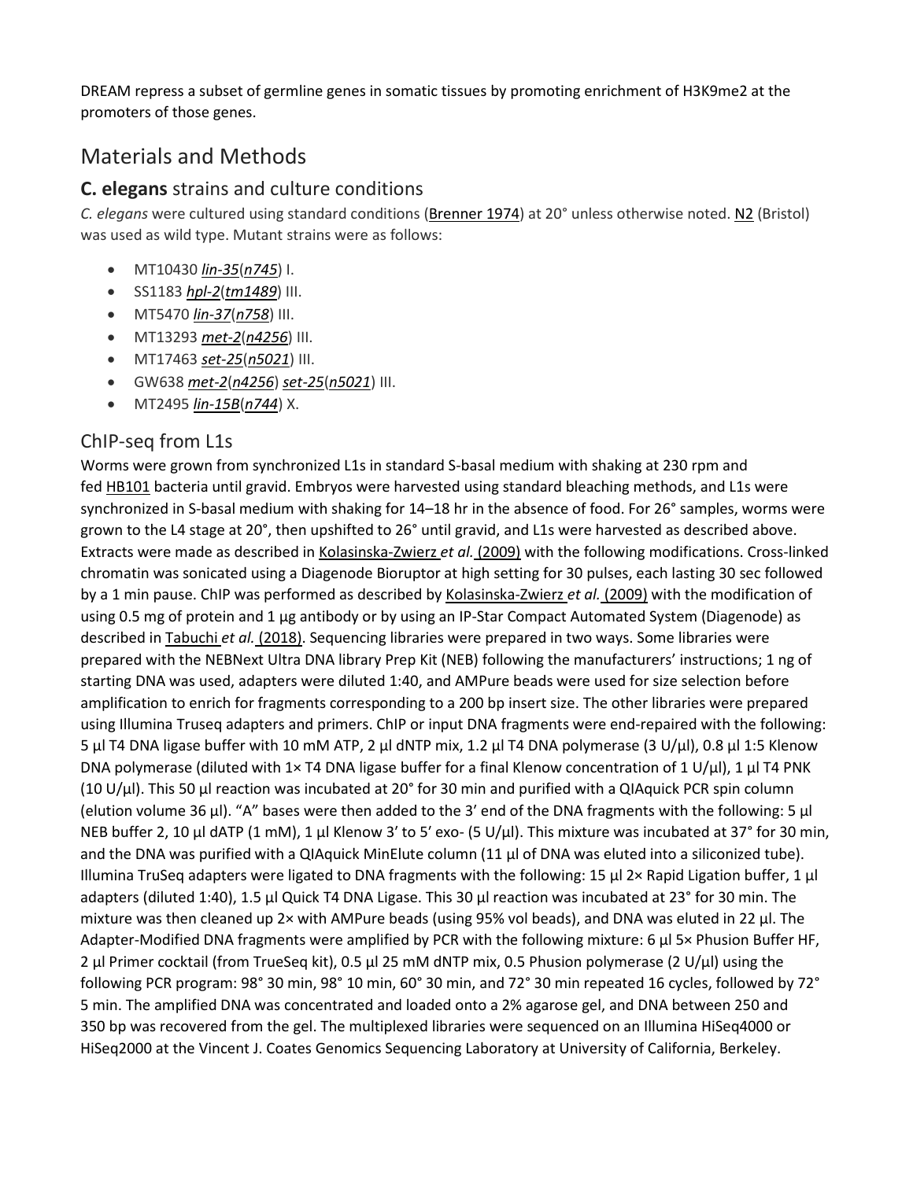DREAM repress a subset of germline genes in somatic tissues by promoting enrichment of H3K9me2 at the promoters of those genes.

# Materials and Methods

## C. elegans strains and culture conditions

*C. elegans* were cultured using standard conditions (Brenner 1974) at 20° unless otherwise noted. N2 (Bristol) was used as wild type. Mutant strains were as follows:

- MT10430 *lin-35*(*n745*) I.
- SS1183 *hpl-2*(*tm1489*) III.
- MT5470 *lin-37*(*n758*) III.
- MT13293 *met-2*(*n4256*) III.
- MT17463 *set-25*(*n5021*) III.
- GW638 *met-2*(*n4256*) *set-25*(*n5021*) III.
- MT2495 *lin-15B*(*n744*) X.

## ChIP-seq from L1s

Worms were grown from synchronized L1s in standard S-basal medium with shaking at 230 rpm and fed HB101 bacteria until gravid. Embryos were harvested using standard bleaching methods, and L1s were synchronized in S-basal medium with shaking for 14–18 hr in the absence of food. For 26° samples, worms were grown to the L4 stage at 20°, then upshifted to 26° until gravid, and L1s were harvested as described above. Extracts were made as described in Kolasinska-Zwierz *et al.* (2009) with the following modifications. Cross-linked chromatin was sonicated using a Diagenode Bioruptor at high setting for 30 pulses, each lasting 30 sec followed by a 1 min pause. ChIP was performed as described by Kolasinska-Zwierz *et al.* (2009) with the modification of using 0.5 mg of protein and 1 μg antibody or by using an IP-Star Compact Automated System (Diagenode) as described in Tabuchi *et al.* (2018). Sequencing libraries were prepared in two ways. Some libraries were prepared with the NEBNext Ultra DNA library Prep Kit (NEB) following the manufacturers' instructions; 1 ng of starting DNA was used, adapters were diluted 1:40, and AMPure beads were used for size selection before amplification to enrich for fragments corresponding to a 200 bp insert size. The other libraries were prepared using Illumina Truseq adapters and primers. ChIP or input DNA fragments were end-repaired with the following: 5 μl T4 DNA ligase buffer with 10 mM ATP, 2 μl dNTP mix, 1.2 μl T4 DNA polymerase (3 U/μl), 0.8 μl 1:5 Klenow DNA polymerase (diluted with 1× T4 DNA ligase buffer for a final Klenow concentration of 1 U/μl), 1 μl T4 PNK (10 U/μl). This 50 μl reaction was incubated at 20° for 30 min and purified with a QIAquick PCR spin column (elution volume 36 μl). "A" bases were then added to the 3′ end of the DNA fragments with the following: 5 μl NEB buffer 2, 10 μl dATP (1 mM), 1 μl Klenow 3′ to 5′ exo- (5 U/μl). This mixture was incubated at 37° for 30 min, and the DNA was purified with a QIAquick MinElute column (11 μl of DNA was eluted into a siliconized tube). Illumina TruSeq adapters were ligated to DNA fragments with the following: 15 μl 2× Rapid Ligation buffer, 1 μl adapters (diluted 1:40), 1.5 μl Quick T4 DNA Ligase. This 30 μl reaction was incubated at 23° for 30 min. The mixture was then cleaned up 2× with AMPure beads (using 95% vol beads), and DNA was eluted in 22 μl. The Adapter-Modified DNA fragments were amplified by PCR with the following mixture: 6 μl 5× Phusion Buffer HF, 2 μl Primer cocktail (from TrueSeq kit), 0.5 μl 25 mM dNTP mix, 0.5 Phusion polymerase (2 U/μl) using the following PCR program: 98° 30 min, 98° 10 min, 60° 30 min, and 72° 30 min repeated 16 cycles, followed by 72° 5 min. The amplified DNA was concentrated and loaded onto a 2% agarose gel, and DNA between 250 and 350 bp was recovered from the gel. The multiplexed libraries were sequenced on an Illumina HiSeq4000 or HiSeq2000 at the Vincent J. Coates Genomics Sequencing Laboratory at University of California, Berkeley.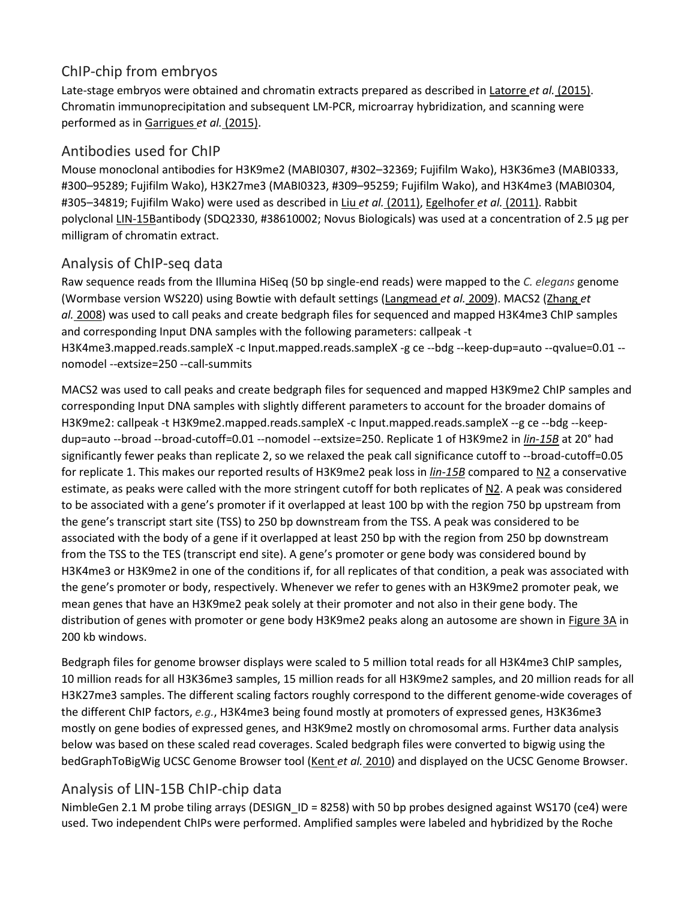## ChIP-chip from embryos

Late-stage embryos were obtained and chromatin extracts prepared as described in Latorre *et al.* (2015). Chromatin immunoprecipitation and subsequent LM-PCR, microarray hybridization, and scanning were performed as in Garrigues *et al.* (2015).

## Antibodies used for ChIP

Mouse monoclonal antibodies for H3K9me2 (MABI0307, #302–32369; Fujifilm Wako), H3K36me3 (MABI0333, #300–95289; Fujifilm Wako), H3K27me3 (MABI0323, #309–95259; Fujifilm Wako), and H3K4me3 (MABI0304, #305–34819; Fujifilm Wako) were used as described in Liu *et al.* (2011), Egelhofer *et al.* (2011). Rabbit polyclonal LIN-15Bantibody (SDQ2330, #38610002; Novus Biologicals) was used at a concentration of 2.5 µg per milligram of chromatin extract.

## Analysis of ChIP-seq data

Raw sequence reads from the Illumina HiSeq (50 bp single-end reads) were mapped to the *C. elegans* genome (Wormbase version WS220) using Bowtie with default settings (Langmead *et al.* 2009). MACS2 (Zhang *et al.* 2008) was used to call peaks and create bedgraph files for sequenced and mapped H3K4me3 ChIP samples and corresponding Input DNA samples with the following parameters: callpeak -t H3K4me3.mapped.reads.sampleX -c Input.mapped.reads.sampleX -g ce --bdg --keep-dup=auto --qvalue=0.01 --nomodel --extsize=250 --call-summits

MACS2 was used to call peaks and create bedgraph files for sequenced and mapped H3K9me2 ChIP samples and corresponding Input DNA samples with slightly different parameters to account for the broader domains of H3K9me2: callpeak -t H3K9me2.mapped.reads.sampleX -c Input.mapped.reads.sampleX --g ce --bdg --keep-dup=auto --broad --broad-cutoff=0.01 --nomodel --extsize=250. Replicate 1 of H3K9me2 in *lin-15B* at 20° had significantly fewer peaks than replicate 2, so we relaxed the peak call significance cutoff to --broad-cutoff=0.05 for replicate 1. This makes our reported results of H3K9me2 peak loss in *lin-15B* compared to N2 a conservative estimate, as peaks were called with the more stringent cutoff for both replicates of N2. A peak was considered to be associated with a gene's promoter if it overlapped at least 100 bp with the region 750 bp upstream from the gene's transcript start site (TSS) to 250 bp downstream from the TSS. A peak was considered to be associated with the body of a gene if it overlapped at least 250 bp with the region from 250 bp downstream from the TSS to the TES (transcript end site). A gene's promoter or gene body was considered bound by H3K4me3 or H3K9me2 in one of the conditions if, for all replicates of that condition, a peak was associated with the gene's promoter or body, respectively. Whenever we refer to genes with an H3K9me2 promoter peak, we mean genes that have an H3K9me2 peak solely at their promoter and not also in their gene body. The distribution of genes with promoter or gene body H3K9me2 peaks along an autosome are shown in Figure 3A in 200 kb windows.

Bedgraph files for genome browser displays were scaled to 5 million total reads for all H3K4me3 ChIP samples, 10 million reads for all H3K36me3 samples, 15 million reads for all H3K9me2 samples, and 20 million reads for all H3K27me3 samples. The different scaling factors roughly correspond to the different genome-wide coverages of the different ChIP factors, *e.g.*, H3K4me3 being found mostly at promoters of expressed genes, H3K36me3 mostly on gene bodies of expressed genes, and H3K9me2 mostly on chromosomal arms. Further data analysis below was based on these scaled read coverages. Scaled bedgraph files were converted to bigwig using the bedGraphToBigWig UCSC Genome Browser tool (Kent *et al.* 2010) and displayed on the UCSC Genome Browser.

## Analysis of LIN-15B ChIP-chip data

NimbleGen 2.1 M probe tiling arrays (DESIGN_ID = 8258) with 50 bp probes designed against WS170 (ce4) were used. Two independent ChIPs were performed. Amplified samples were labeled and hybridized by the Roche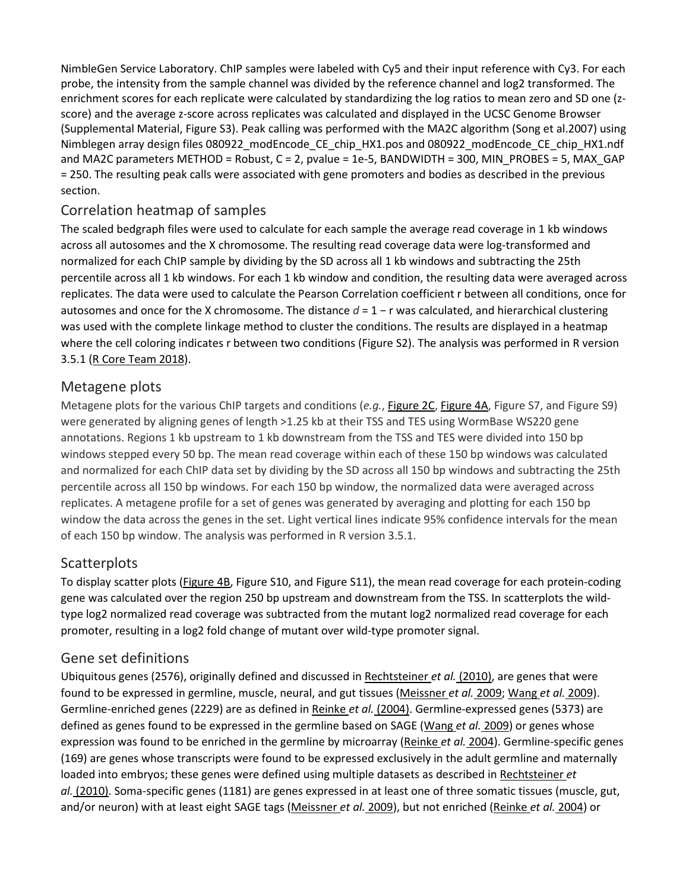NimbleGen Service Laboratory. ChIP samples were labeled with Cy5 and their input reference with Cy3. For each probe, the intensity from the sample channel was divided by the reference channel and log2 transformed. The enrichment scores for each replicate were calculated by standardizing the log ratios to mean zero and SD one (z-score) and the average z-score across replicates was calculated and displayed in the UCSC Genome Browser (Supplemental Material, Figure S3). Peak calling was performed with the MA2C algorithm (Song et al.2007) using Nimblegen array design files 080922_modEncode_CE_chip_HX1.pos and 080922_modEncode_CE_chip_HX1.ndf and MA2C parameters METHOD = Robust, C = 2, pvalue = 1e-5, BANDWIDTH = 300, MIN_PROBES = 5, MAX_GAP = 250. The resulting peak calls were associated with gene promoters and bodies as described in the previous section.

## Correlation heatmap of samples

The scaled bedgraph files were used to calculate for each sample the average read coverage in 1 kb windows across all autosomes and the X chromosome. The resulting read coverage data were log-transformed and normalized for each ChIP sample by dividing by the SD across all 1 kb windows and subtracting the 25th percentile across all 1 kb windows. For each 1 kb window and condition, the resulting data were averaged across replicates. The data were used to calculate the Pearson Correlation coefficient r between all conditions, once for autosomes and once for the X chromosome. The distance $d = 1 - r$ was calculated, and hierarchical clustering was used with the complete linkage method to cluster the conditions. The results are displayed in a heatmap where the cell coloring indicates r between two conditions (Figure S2). The analysis was performed in R version 3.5.1 (R Core Team 2018).

## Metagene plots

Metagene plots for the various ChIP targets and conditions (*e.g.*, Figure 2C, Figure 4A, Figure S7, and Figure S9) were generated by aligning genes of length >1.25 kb at their TSS and TES using WormBase WS220 gene annotations. Regions 1 kb upstream to 1 kb downstream from the TSS and TES were divided into 150 bp windows stepped every 50 bp. The mean read coverage within each of these 150 bp windows was calculated and normalized for each ChIP data set by dividing by the SD across all 150 bp windows and subtracting the 25th percentile across all 150 bp windows. For each 150 bp window, the normalized data were averaged across replicates. A metagene profile for a set of genes was generated by averaging and plotting for each 150 bp window the data across the genes in the set. Light vertical lines indicate 95% confidence intervals for the mean of each 150 bp window. The analysis was performed in R version 3.5.1.

## Scatterplots

To display scatter plots (Figure 4B, Figure S10, and Figure S11), the mean read coverage for each protein-coding gene was calculated over the region 250 bp upstream and downstream from the TSS. In scatterplots the wild-type log2 normalized read coverage was subtracted from the mutant log2 normalized read coverage for each promoter, resulting in a log2 fold change of mutant over wild-type promoter signal.

## Gene set definitions

Ubiquitous genes (2576), originally defined and discussed in Rechtsteiner *et al.* (2010), are genes that were found to be expressed in germline, muscle, neural, and gut tissues (Meissner *et al.* 2009; Wang *et al.* 2009). Germline-enriched genes (2229) are as defined in Reinke *et al.* (2004). Germline-expressed genes (5373) are defined as genes found to be expressed in the germline based on SAGE (Wang *et al.* 2009) or genes whose expression was found to be enriched in the germline by microarray (Reinke *et al.* 2004). Germline-specific genes (169) are genes whose transcripts were found to be expressed exclusively in the adult germline and maternally loaded into embryos; these genes were defined using multiple datasets as described in Rechtsteiner *et al.* (2010). Soma-specific genes (1181) are genes expressed in at least one of three somatic tissues (muscle, gut, and/or neuron) with at least eight SAGE tags (Meissner *et al.* 2009), but not enriched (Reinke *et al.* 2004) or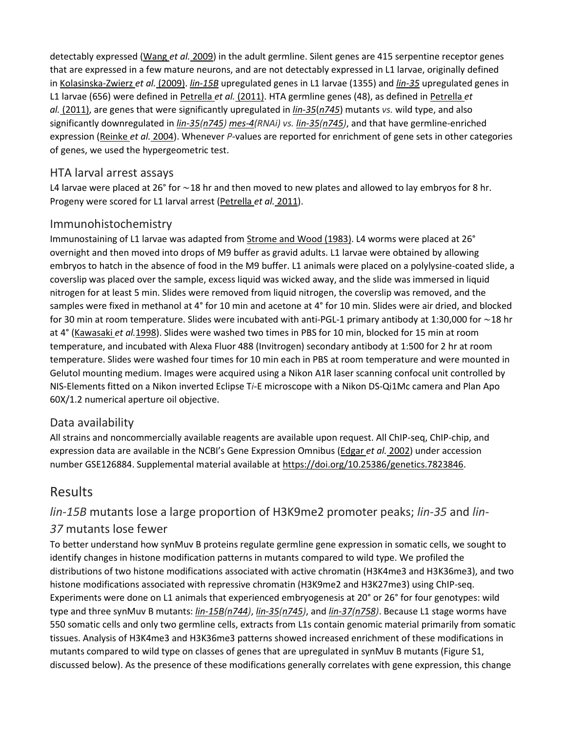detectably expressed (Wang *et al.* 2009) in the adult germline. Silent genes are 415 serpentine receptor genes that are expressed in a few mature neurons, and are not detectably expressed in L1 larvae, originally defined in Kolasinska-Zwierz *et al.* (2009). *lin-15B* upregulated genes in L1 larvae (1355) and *lin-35* upregulated genes in L1 larvae (656) were defined in Petrella *et al.* (2011). HTA germline genes (48), as defined in Petrella *et al.* (2011), are genes that were significantly upregulated in *lin-35*(*n745*) mutants *vs.* wild type, and also significantly downregulated in *lin-35(n745) mes-4(RNAi) vs. lin-35(n745)*, and that have germline-enriched expression (Reinke *et al.* 2004). Whenever *P*-values are reported for enrichment of gene sets in other categories of genes, we used the hypergeometric test.

## HTA larval arrest assays

L4 larvae were placed at 26° for ∼18 hr and then moved to new plates and allowed to lay embryos for 8 hr. Progeny were scored for L1 larval arrest (Petrella *et al.* 2011).

## Immunohistochemistry

Immunostaining of L1 larvae was adapted from Strome and Wood (1983). L4 worms were placed at 26° overnight and then moved into drops of M9 buffer as gravid adults. L1 larvae were obtained by allowing embryos to hatch in the absence of food in the M9 buffer. L1 animals were placed on a polylysine-coated slide, a coverslip was placed over the sample, excess liquid was wicked away, and the slide was immersed in liquid nitrogen for at least 5 min. Slides were removed from liquid nitrogen, the coverslip was removed, and the samples were fixed in methanol at 4° for 10 min and acetone at 4° for 10 min. Slides were air dried, and blocked for 30 min at room temperature. Slides were incubated with anti-PGL-1 primary antibody at 1:30,000 for ∼18 hr at 4° (Kawasaki *et al.*1998). Slides were washed two times in PBS for 10 min, blocked for 15 min at room temperature, and incubated with Alexa Fluor 488 (Invitrogen) secondary antibody at 1:500 for 2 hr at room temperature. Slides were washed four times for 10 min each in PBS at room temperature and were mounted in Gelutol mounting medium. Images were acquired using a Nikon A1R laser scanning confocal unit controlled by NIS-Elements fitted on a Nikon inverted Eclipse T*i*-E microscope with a Nikon DS-Qi1Mc camera and Plan Apo 60X/1.2 numerical aperture oil objective.

## Data availability

All strains and noncommercially available reagents are available upon request. All ChIP-seq, ChIP-chip, and expression data are available in the NCBI's Gene Expression Omnibus (Edgar *et al.* 2002) under accession number GSE126884. Supplemental material available at https://doi.org/10.25386/genetics.7823846.

# Results

## *lin-15B* mutants lose a large proportion of H3K9me2 promoter peaks; *lin-35* and *lin-37* mutants lose fewer

To better understand how synMuv B proteins regulate germline gene expression in somatic cells, we sought to identify changes in histone modification patterns in mutants compared to wild type. We profiled the distributions of two histone modifications associated with active chromatin (H3K4me3 and H3K36me3), and two histone modifications associated with repressive chromatin (H3K9me2 and H3K27me3) using ChIP-seq. Experiments were done on L1 animals that experienced embryogenesis at 20° or 26° for four genotypes: wild type and three synMuv B mutants: *lin-15B(n744)*, *lin-35(n745)*, and *lin-37(n758)*. Because L1 stage worms have 550 somatic cells and only two germline cells, extracts from L1s contain genomic material primarily from somatic tissues. Analysis of H3K4me3 and H3K36me3 patterns showed increased enrichment of these modifications in mutants compared to wild type on classes of genes that are upregulated in synMuv B mutants (Figure S1, discussed below). As the presence of these modifications generally correlates with gene expression, this change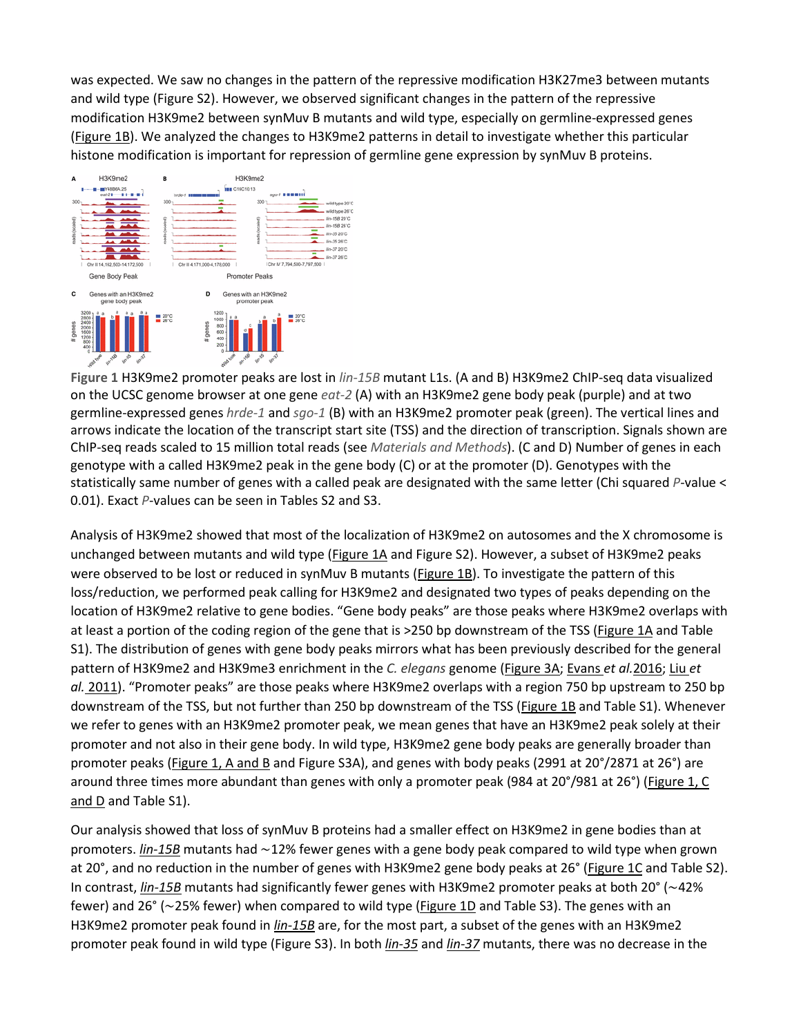was expected. We saw no changes in the pattern of the repressive modification H3K27me3 between mutants and wild type (Figure S2). However, we observed significant changes in the pattern of the repressive modification H3K9me2 between synMuv B mutants and wild type, especially on germline-expressed genes (Figure 1B). We analyzed the changes to H3K9me2 patterns in detail to investigate whether this particular histone modification is important for repression of germline gene expression by synMuv B proteins.

**Figure 1** H3K9me2 promoter peaks are lost in *lin-15B* mutant L1s. (A and B) H3K9me2 ChIP-seq data visualized on the UCSC genome browser at one gene *eat-2* (A) with an H3K9me2 gene body peak (purple) and at two germline-expressed genes *hrde-1* and *sgo-1* (B) with an H3K9me2 promoter peak (green). The vertical lines and arrows indicate the location of the transcript start site (TSS) and the direction of transcription. Signals shown are ChIP-seq reads scaled to 15 million total reads (see *Materials and Methods*). (C and D) Number of genes in each genotype with a called H3K9me2 peak in the gene body (C) or at the promoter (D). Genotypes with the statistically same number of genes with a called peak are designated with the same letter (Chi squared *P*-value < 0.01). Exact *P*-values can be seen in Tables S2 and S3.

Analysis of H3K9me2 showed that most of the localization of H3K9me2 on autosomes and the X chromosome is unchanged between mutants and wild type (Figure 1A and Figure S2). However, a subset of H3K9me2 peaks were observed to be lost or reduced in synMuv B mutants (Figure 1B). To investigate the pattern of this loss/reduction, we performed peak calling for H3K9me2 and designated two types of peaks depending on the location of H3K9me2 relative to gene bodies. "Gene body peaks" are those peaks where H3K9me2 overlaps with at least a portion of the coding region of the gene that is >250 bp downstream of the TSS (Figure 1A and Table S1). The distribution of genes with gene body peaks mirrors what has been previously described for the general pattern of H3K9me2 and H3K9me3 enrichment in the *C. elegans* genome (Figure 3A; Evans *et al.* 2016; Liu *et al.* 2011). "Promoter peaks" are those peaks where H3K9me2 overlaps with a region 750 bp upstream to 250 bp downstream of the TSS, but not further than 250 bp downstream of the TSS (Figure 1B and Table S1). Whenever we refer to genes with an H3K9me2 promoter peak, we mean genes that have an H3K9me2 peak solely at their promoter and not also in their gene body. In wild type, H3K9me2 gene body peaks are generally broader than promoter peaks (Figure 1, A and B and Figure S3A), and genes with body peaks (2991 at 20°/2871 at 26°) are around three times more abundant than genes with only a promoter peak (984 at 20°/981 at 26°) (Figure 1, C and D and Table S1).

Our analysis showed that loss of synMuv B proteins had a smaller effect on H3K9me2 in gene bodies than at promoters. *lin-15B* mutants had ∼12% fewer genes with a gene body peak compared to wild type when grown at 20°, and no reduction in the number of genes with H3K9me2 gene body peaks at 26° (Figure 1C and Table S2). In contrast, *lin-15B* mutants had significantly fewer genes with H3K9me2 promoter peaks at both 20° (∼42% fewer) and 26° (∼25% fewer) when compared to wild type (Figure 1D and Table S3). The genes with an H3K9me2 promoter peak found in *lin-15B* are, for the most part, a subset of the genes with an H3K9me2 promoter peak found in wild type (Figure S3). In both *lin-35* and *lin-37* mutants, there was no decrease in the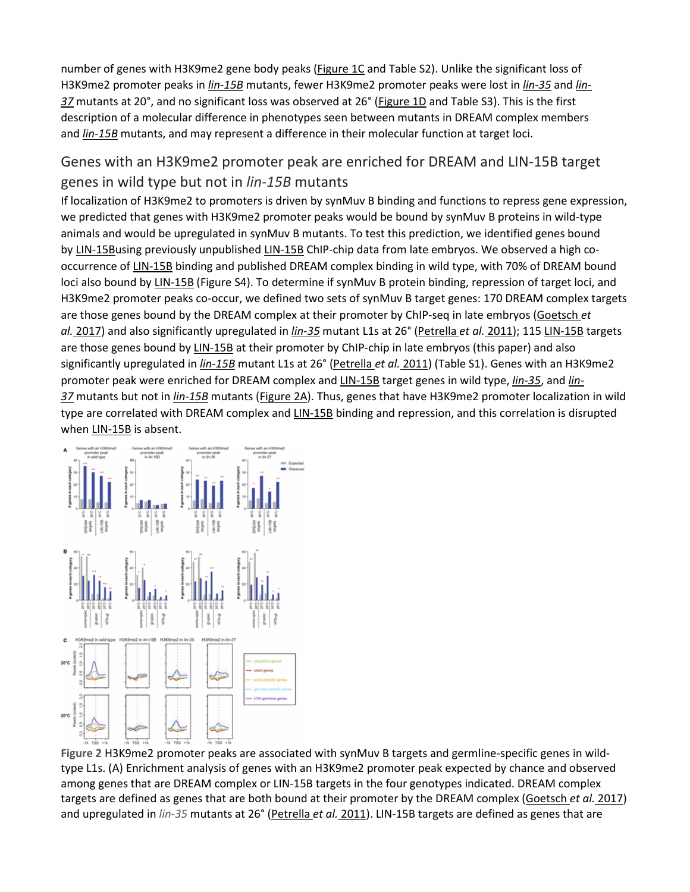number of genes with H3K9me2 gene body peaks (Figure 1C and Table S2). Unlike the significant loss of H3K9me2 promoter peaks in *lin-15B* mutants, fewer H3K9me2 promoter peaks were lost in *lin-35* and *lin-37* mutants at 20°, and no significant loss was observed at 26° (Figure 1D and Table S3). This is the first description of a molecular difference in phenotypes seen between mutants in DREAM complex members and *lin-15B* mutants, and may represent a difference in their molecular function at target loci.

## Genes with an H3K9me2 promoter peak are enriched for DREAM and LIN-15B target genes in wild type but not in *lin-15B* mutants

If localization of H3K9me2 to promoters is driven by synMuv B binding and functions to repress gene expression, we predicted that genes with H3K9me2 promoter peaks would be bound by synMuv B proteins in wild-type animals and would be upregulated in synMuv B mutants. To test this prediction, we identified genes bound by LIN-15Busing previously unpublished LIN-15B ChIP-chip data from late embryos. We observed a high co-occurrence of LIN-15B binding and published DREAM complex binding in wild type, with 70% of DREAM bound loci also bound by LIN-15B (Figure S4). To determine if synMuv B protein binding, repression of target loci, and H3K9me2 promoter peaks co-occur, we defined two sets of synMuv B target genes: 170 DREAM complex targets are those genes bound by the DREAM complex at their promoter by ChIP-seq in late embryos (Goetsch *et al.* 2017) and also significantly upregulated in *lin-35* mutant L1s at 26° (Petrella *et al.* 2011); 115 LIN-15B targets are those genes bound by LIN-15B at their promoter by ChIP-chip in late embryos (this paper) and also significantly upregulated in *lin-15B* mutant L1s at 26° (Petrella *et al.* 2011) (Table S1). Genes with an H3K9me2 promoter peak were enriched for DREAM complex and LIN-15B target genes in wild type, *lin-35*, and *lin-37* mutants but not in *lin-15B* mutants (Figure 2A). Thus, genes that have H3K9me2 promoter localization in wild type are correlated with DREAM complex and LIN-15B binding and repression, and this correlation is disrupted when LIN-15B is absent.

**Figure 2** H3K9me2 promoter peaks are associated with synMuv B targets and germline-specific genes in wild-type L1s. (A) Enrichment analysis of genes with an H3K9me2 promoter peak expected by chance and observed among genes that are DREAM complex or LIN-15B targets in the four genotypes indicated. DREAM complex targets are defined as genes that are both bound at their promoter by the DREAM complex (Goetsch *et al.* 2017) and upregulated in *lin-35* mutants at 26° (Petrella *et al.* 2011). LIN-15B targets are defined as genes that are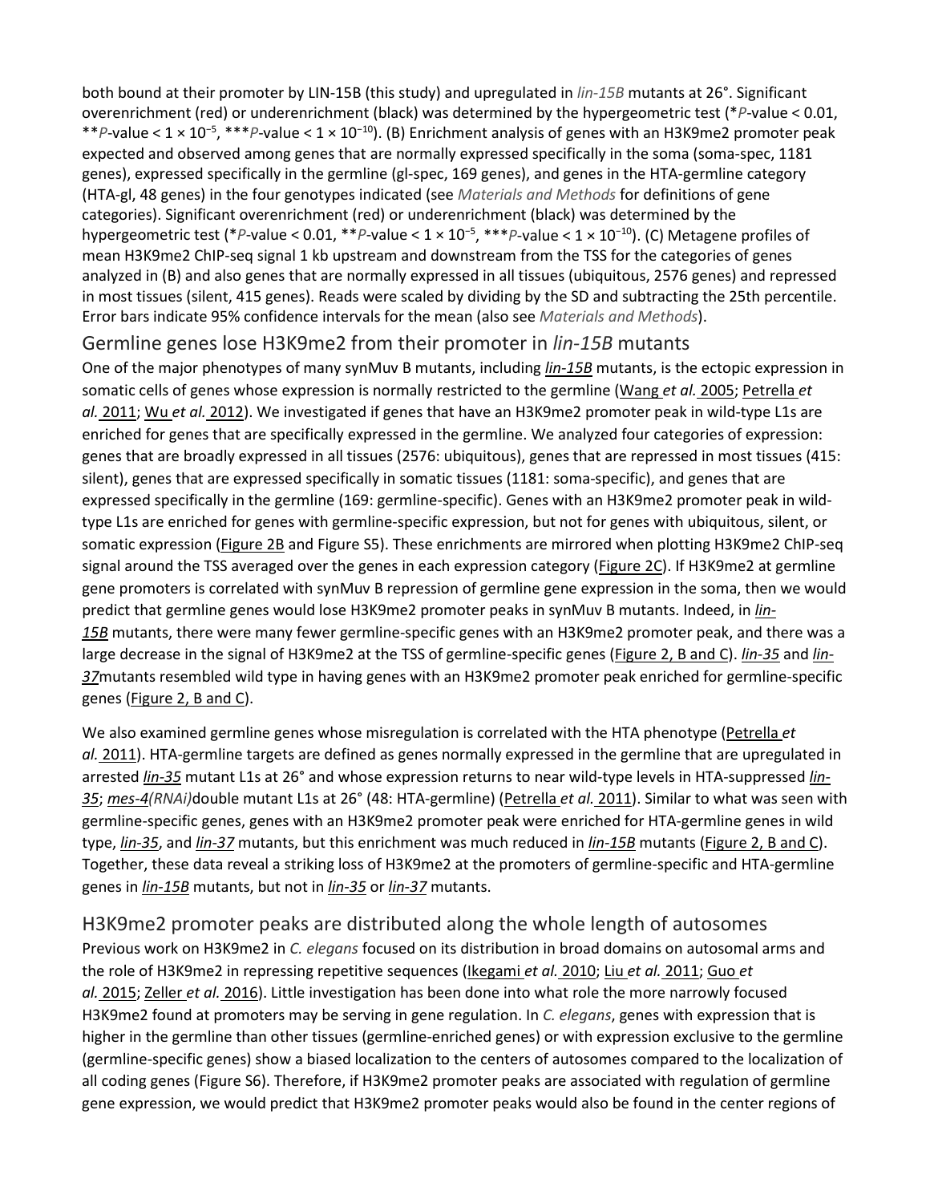both bound at their promoter by LIN-15B (this study) and upregulated in *lin-15B* mutants at 26°. Significant overenrichment (red) or underenrichment (black) was determined by the hypergeometric test (\**P*-value < 0.01, \*\**P*-value < $1 \times 10^{-5}$, \*\*\**P*-value < $1 \times 10^{-10}$). (B) Enrichment analysis of genes with an H3K9me2 promoter peak expected and observed among genes that are normally expressed specifically in the soma (soma-spec, 1181 genes), expressed specifically in the germline (gl-spec, 169 genes), and genes in the HTA-germline category (HTA-gl, 48 genes) in the four genotypes indicated (see *Materials and Methods* for definitions of gene categories). Significant overenrichment (red) or underenrichment (black) was determined by the hypergeometric test (\**P*-value < 0.01, \*\**P*-value < $1 \times 10^{-5}$, \*\*\**P*-value < $1 \times 10^{-10}$). (C) Metagene profiles of mean H3K9me2 ChIP-seq signal 1 kb upstream and downstream from the TSS for the categories of genes analyzed in (B) and also genes that are normally expressed in all tissues (ubiquitous, 2576 genes) and repressed in most tissues (silent, 415 genes). Reads were scaled by dividing by the SD and subtracting the 25th percentile. Error bars indicate 95% confidence intervals for the mean (also see *Materials and Methods*).

## Germline genes lose H3K9me2 from their promoter in *lin-15B* mutants

One of the major phenotypes of many synMuv B mutants, including *lin-15B* mutants, is the ectopic expression in somatic cells of genes whose expression is normally restricted to the germline (Wang *et al.* 2005; Petrella *et al.* 2011; Wu *et al.* 2012). We investigated if genes that have an H3K9me2 promoter peak in wild-type L1s are enriched for genes that are specifically expressed in the germline. We analyzed four categories of expression: genes that are broadly expressed in all tissues (2576: ubiquitous), genes that are repressed in most tissues (415: silent), genes that are expressed specifically in somatic tissues (1181: soma-specific), and genes that are expressed specifically in the germline (169: germline-specific). Genes with an H3K9me2 promoter peak in wild-type L1s are enriched for genes with germline-specific expression, but not for genes with ubiquitous, silent, or somatic expression (Figure 2B and Figure S5). These enrichments are mirrored when plotting H3K9me2 ChIP-seq signal around the TSS averaged over the genes in each expression category (Figure 2C). If H3K9me2 at germline gene promoters is correlated with synMuv B repression of germline gene expression in the soma, then we would predict that germline genes would lose H3K9me2 promoter peaks in synMuv B mutants. Indeed, in *lin-15B* mutants, there were many fewer germline-specific genes with an H3K9me2 promoter peak, and there was a large decrease in the signal of H3K9me2 at the TSS of germline-specific genes (Figure 2, B and C). *lin-35* and *lin-37* mutants resembled wild type in having genes with an H3K9me2 promoter peak enriched for germline-specific genes (Figure 2, B and C).

We also examined germline genes whose misregulation is correlated with the HTA phenotype (Petrella *et al.* 2011). HTA-germline targets are defined as genes normally expressed in the germline that are upregulated in arrested *lin-35* mutant L1s at 26° and whose expression returns to near wild-type levels in HTA-suppressed *lin-35*; *mes-4(RNAi)* double mutant L1s at 26° (48: HTA-germline) (Petrella *et al.* 2011). Similar to what was seen with germline-specific genes, genes with an H3K9me2 promoter peak were enriched for HTA-germline genes in wild type, *lin-35*, and *lin-37* mutants, but this enrichment was much reduced in *lin-15B* mutants (Figure 2, B and C). Together, these data reveal a striking loss of H3K9me2 at the promoters of germline-specific and HTA-germline genes in *lin-15B* mutants, but not in *lin-35* or *lin-37* mutants.

## H3K9me2 promoter peaks are distributed along the whole length of autosomes

Previous work on H3K9me2 in *C. elegans* focused on its distribution in broad domains on autosomal arms and the role of H3K9me2 in repressing repetitive sequences (Ikegami *et al.* 2010; Liu *et al.* 2011; Guo *et al.* 2015; Zeller *et al.* 2016). Little investigation has been done into what role the more narrowly focused H3K9me2 found at promoters may be serving in gene regulation. In *C. elegans*, genes with expression that is higher in the germline than other tissues (germline-enriched genes) or with expression exclusive to the germline (germline-specific genes) show a biased localization to the centers of autosomes compared to the localization of all coding genes (Figure S6). Therefore, if H3K9me2 promoter peaks are associated with regulation of germline gene expression, we would predict that H3K9me2 promoter peaks would also be found in the center regions of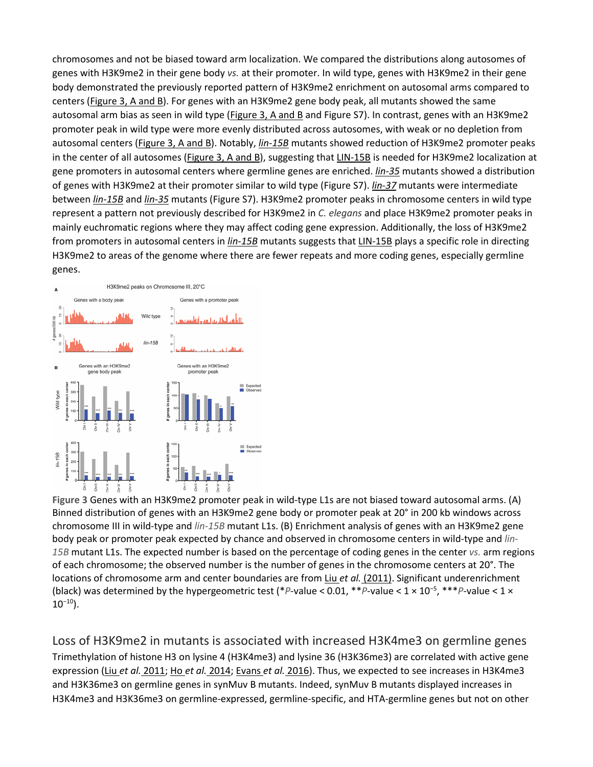chromosomes and not be biased toward arm localization. We compared the distributions along autosomes of genes with H3K9me2 in their gene body *vs.* at their promoter. In wild type, genes with H3K9me2 in their gene body demonstrated the previously reported pattern of H3K9me2 enrichment on autosomal arms compared to centers (Figure 3, A and B). For genes with an H3K9me2 gene body peak, all mutants showed the same autosomal arm bias as seen in wild type (Figure 3, A and B and Figure S7). In contrast, genes with an H3K9me2 promoter peak in wild type were more evenly distributed across autosomes, with weak or no depletion from autosomal centers (Figure 3, A and B). Notably, *lin-15B* mutants showed reduction of H3K9me2 promoter peaks in the center of all autosomes (Figure 3, A and B), suggesting that LIN-15B is needed for H3K9me2 localization at gene promoters in autosomal centers where germline genes are enriched. *lin-35* mutants showed a distribution of genes with H3K9me2 at their promoter similar to wild type (Figure S7). *lin-37* mutants were intermediate between *lin-15B* and *lin-35* mutants (Figure S7). H3K9me2 promoter peaks in chromosome centers in wild type represent a pattern not previously described for H3K9me2 in *C. elegans* and place H3K9me2 promoter peaks in mainly euchromatic regions where they may affect coding gene expression. Additionally, the loss of H3K9me2 from promoters in autosomal centers in *lin-15B* mutants suggests that LIN-15B plays a specific role in directing H3K9me2 to areas of the genome where there are fewer repeats and more coding genes, especially germline genes.

**Figure 3** Genes with an H3K9me2 promoter peak in wild-type L1s are not biased toward autosomal arms. (A) Binned distribution of genes with an H3K9me2 gene body or promoter peak at 20° in 200 kb windows across chromosome III in wild-type and *lin-15B* mutant L1s. (B) Enrichment analysis of genes with an H3K9me2 gene body peak or promoter peak expected by chance and observed in chromosome centers in wild-type and *lin-15B* mutant L1s. The expected number is based on the percentage of coding genes in the center *vs.* arm regions of each chromosome; the observed number is the number of genes in the chromosome centers at 20°. The locations of chromosome arm and center boundaries are from Liu *et al.* (2011). Significant underenrichment (black) was determined by the hypergeometric test (\**P*-value < 0.01, \*\**P*-value < $1 \times 10^{-5}$, \*\*\**P*-value < $1 \times 10^{-10}$).

## Loss of H3K9me2 in mutants is associated with increased H3K4me3 on germline genes

Trimethylation of histone H3 on lysine 4 (H3K4me3) and lysine 36 (H3K36me3) are correlated with active gene expression (Liu *et al.* 2011; Ho *et al.* 2014; Evans *et al.* 2016). Thus, we expected to see increases in H3K4me3 and H3K36me3 on germline genes in synMuv B mutants. Indeed, synMuv B mutants displayed increases in H3K4me3 and H3K36me3 on germline-expressed, germline-specific, and HTA-germline genes but not on other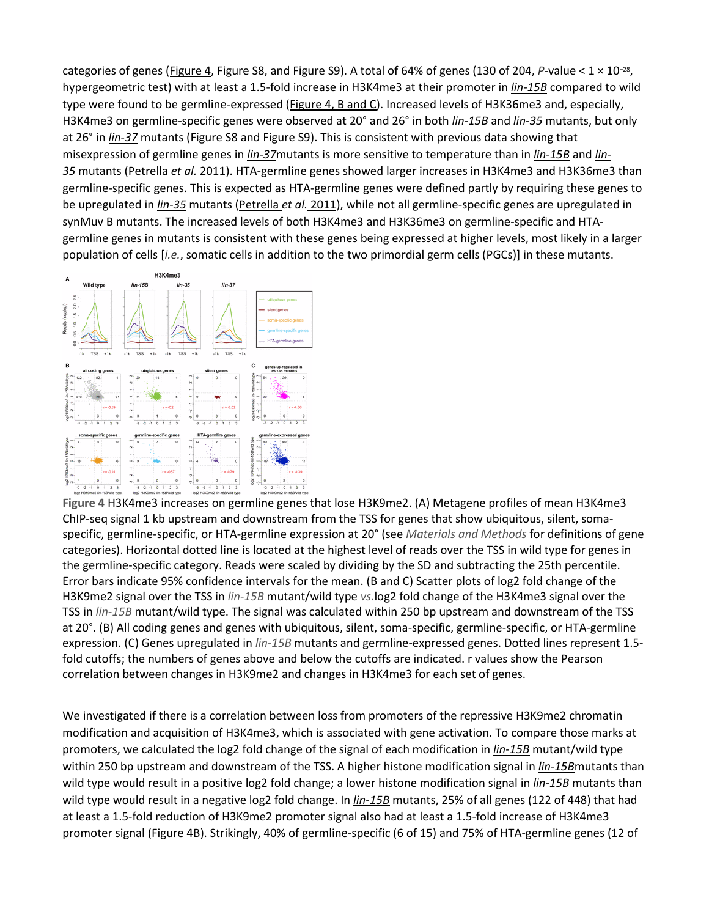categories of genes (Figure 4, Figure S8, and Figure S9). A total of 64% of genes (130 of 204, *P*-value < $1 \times 10^{-28}$, hypergeometric test) with at least a 1.5-fold increase in H3K4me3 at their promoter in *lin-15B* compared to wild type were found to be germline-expressed (Figure 4, B and C). Increased levels of H3K36me3 and, especially, H3K4me3 on germline-specific genes were observed at 20° and 26° in both *lin-15B* and *lin-35* mutants, but only at 26° in *lin-37* mutants (Figure S8 and Figure S9). This is consistent with previous data showing that misexpression of germline genes in *lin-37*mutants is more sensitive to temperature than in *lin-15B* and *lin-35* mutants (Petrella *et al.* 2011). HTA-germline genes showed larger increases in H3K4me3 and H3K36me3 than germline-specific genes. This is expected as HTA-germline genes were defined partly by requiring these genes to be upregulated in *lin-35* mutants (Petrella *et al.* 2011), while not all germline-specific genes are upregulated in synMuv B mutants. The increased levels of both H3K4me3 and H3K36me3 on germline-specific and HTA-germline genes in mutants is consistent with these genes being expressed at higher levels, most likely in a larger population of cells [*i.e.*, somatic cells in addition to the two primordial germ cells (PGCs)] in these mutants.

**Figure 4** H3K4me3 increases on germline genes that lose H3K9me2. (A) Metagene profiles of mean H3K4me3 ChIP-seq signal 1 kb upstream and downstream from the TSS for genes that show ubiquitous, silent, soma-specific, germline-specific, or HTA-germline expression at 20° (see *Materials and Methods* for definitions of gene categories). Horizontal dotted line is located at the highest level of reads over the TSS in wild type for genes in the germline-specific category. Reads were scaled by dividing by the SD and subtracting the 25th percentile. Error bars indicate 95% confidence intervals for the mean. (B and C) Scatter plots of log2 fold change of the H3K9me2 signal over the TSS in *lin-15B* mutant/wild type *vs.*log2 fold change of the H3K4me3 signal over the TSS in *lin-15B* mutant/wild type. The signal was calculated within 250 bp upstream and downstream of the TSS at 20°. (B) All coding genes and genes with ubiquitous, silent, soma-specific, germline-specific, or HTA-germline expression. (C) Genes upregulated in *lin-15B* mutants and germline-expressed genes. Dotted lines represent 1.5-fold cutoffs; the numbers of genes above and below the cutoffs are indicated. r values show the Pearson correlation between changes in H3K9me2 and changes in H3K4me3 for each set of genes.

We investigated if there is a correlation between loss from promoters of the repressive H3K9me2 chromatin modification and acquisition of H3K4me3, which is associated with gene activation. To compare those marks at promoters, we calculated the log2 fold change of the signal of each modification in *lin-15B* mutant/wild type within 250 bp upstream and downstream of the TSS. A higher histone modification signal in *lin-15B*mutants than wild type would result in a positive log2 fold change; a lower histone modification signal in *lin-15B* mutants than wild type would result in a negative log2 fold change. In *lin-15B* mutants, 25% of all genes (122 of 448) that had at least a 1.5-fold reduction of H3K9me2 promoter signal also had at least a 1.5-fold increase of H3K4me3 promoter signal (Figure 4B). Strikingly, 40% of germline-specific (6 of 15) and 75% of HTA-germline genes (12 of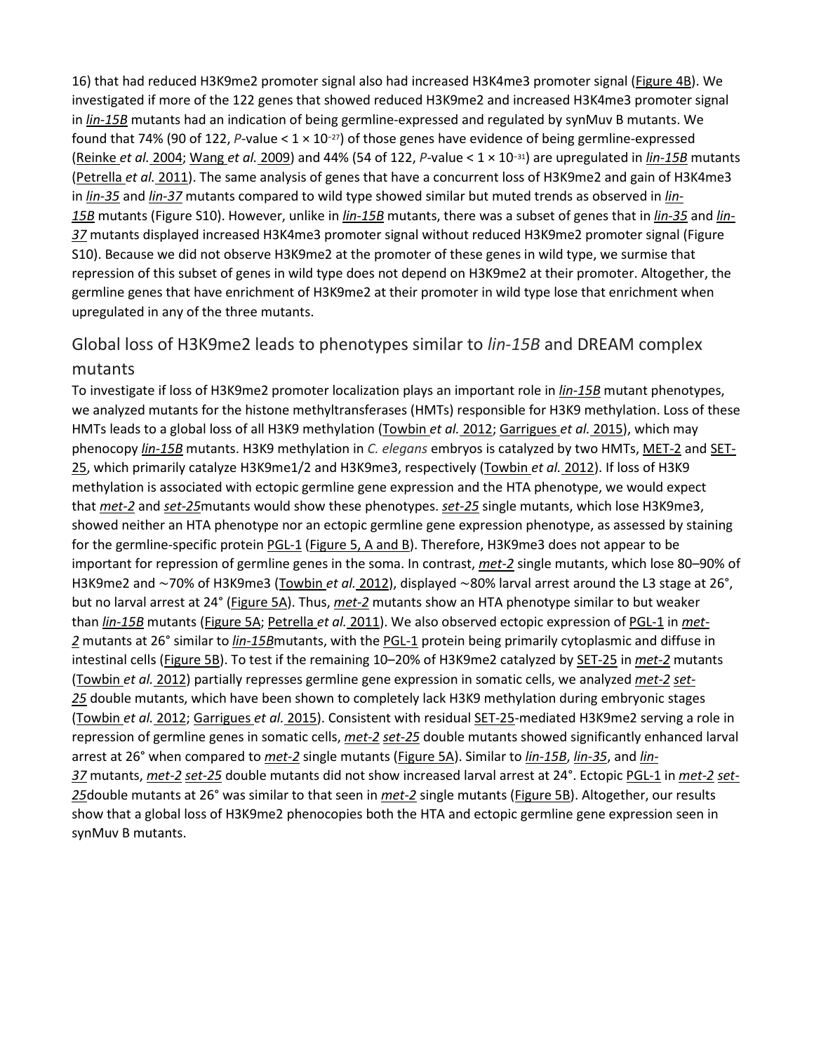16) that had reduced H3K9me2 promoter signal also had increased H3K4me3 promoter signal (Figure 4B). We investigated if more of the 122 genes that showed reduced H3K9me2 and increased H3K4me3 promoter signal in *lin-15B* mutants had an indication of being germline-expressed and regulated by synMuv B mutants. We found that 74% (90 of 122, *P*-value < $1 \times 10^{-27}$) of those genes have evidence of being germline-expressed (Reinke *et al.* 2004; Wang *et al.* 2009) and 44% (54 of 122, *P*-value < $1 \times 10^{-31}$) are upregulated in *lin-15B* mutants (Petrella *et al.* 2011). The same analysis of genes that have a concurrent loss of H3K9me2 and gain of H3K4me3 in *lin-35* and *lin-37* mutants compared to wild type showed similar but muted trends as observed in *lin-15B* mutants (Figure S10). However, unlike in *lin-15B* mutants, there was a subset of genes that in *lin-35* and *lin-37* mutants displayed increased H3K4me3 promoter signal without reduced H3K9me2 promoter signal (Figure S10). Because we did not observe H3K9me2 at the promoter of these genes in wild type, we surmise that repression of this subset of genes in wild type does not depend on H3K9me2 at their promoter. Altogether, the germline genes that have enrichment of H3K9me2 at their promoter in wild type lose that enrichment when upregulated in any of the three mutants.

## Global loss of H3K9me2 leads to phenotypes similar to *lin-15B* and DREAM complex mutants

To investigate if loss of H3K9me2 promoter localization plays an important role in *lin-15B* mutant phenotypes, we analyzed mutants for the histone methyltransferases (HMTs) responsible for H3K9 methylation. Loss of these HMTs leads to a global loss of all H3K9 methylation (Towbin *et al.* 2012; Garrigues *et al.* 2015), which may phenocopy *lin-15B* mutants. H3K9 methylation in *C. elegans* embryos is catalyzed by two HMTs, MET-2 and SET-25, which primarily catalyze H3K9me1/2 and H3K9me3, respectively (Towbin *et al.* 2012). If loss of H3K9 methylation is associated with ectopic germline gene expression and the HTA phenotype, we would expect that *met-2* and *set-25*mutants would show these phenotypes. *set-25* single mutants, which lose H3K9me3, showed neither an HTA phenotype nor an ectopic germline gene expression phenotype, as assessed by staining for the germline-specific protein PGL-1 (Figure 5, A and B). Therefore, H3K9me3 does not appear to be important for repression of germline genes in the soma. In contrast, *met-2* single mutants, which lose 80–90% of H3K9me2 and ∼70% of H3K9me3 (Towbin *et al.* 2012), displayed ∼80% larval arrest around the L3 stage at 26°, but no larval arrest at 24° (Figure 5A). Thus, *met-2* mutants show an HTA phenotype similar to but weaker than *lin-15B* mutants (Figure 5A; Petrella *et al.* 2011). We also observed ectopic expression of PGL-1 in *met-2* mutants at 26° similar to *lin-15B*mutants, with the PGL-1 protein being primarily cytoplasmic and diffuse in intestinal cells (Figure 5B). To test if the remaining 10–20% of H3K9me2 catalyzed by SET-25 in *met-2* mutants (Towbin *et al.* 2012) partially represses germline gene expression in somatic cells, we analyzed *met-2 set-25* double mutants, which have been shown to completely lack H3K9 methylation during embryonic stages (Towbin *et al.* 2012; Garrigues *et al.* 2015). Consistent with residual SET-25-mediated H3K9me2 serving a role in repression of germline genes in somatic cells, *met-2 set-25* double mutants showed significantly enhanced larval arrest at 26° when compared to *met-2* single mutants (Figure 5A). Similar to *lin-15B*, *lin-35*, and *lin-37* mutants, *met-2 set-25* double mutants did not show increased larval arrest at 24°. Ectopic PGL-1 in *met-2 set-25*double mutants at 26° was similar to that seen in *met-2* single mutants (Figure 5B). Altogether, our results show that a global loss of H3K9me2 phenocopies both the HTA and ectopic germline gene expression seen in synMuv B mutants.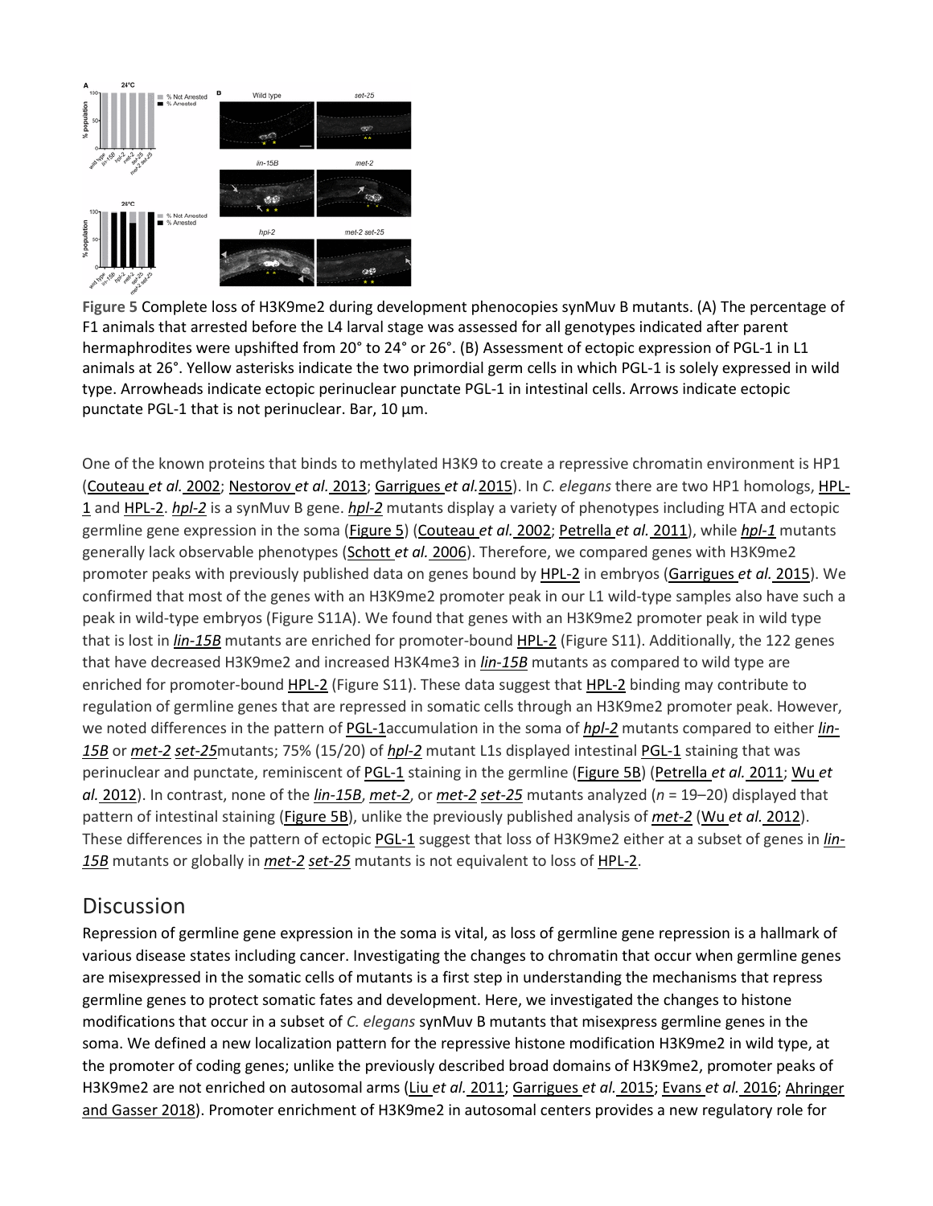**Figure 5** Complete loss of H3K9me2 during development phenocopies synMuv B mutants. (A) The percentage of F1 animals that arrested before the L4 larval stage was assessed for all genotypes indicated after parent hermaphrodites were upshifted from 20° to 24° or 26°. (B) Assessment of ectopic expression of PGL-1 in L1 animals at 26°. Yellow asterisks indicate the two primordial germ cells in which PGL-1 is solely expressed in wild type. Arrowheads indicate ectopic perinuclear punctate PGL-1 in intestinal cells. Arrows indicate ectopic punctate PGL-1 that is not perinuclear. Bar, 10 µm.

One of the known proteins that binds to methylated H3K9 to create a repressive chromatin environment is HP1 (Couteau *et al.* 2002; Nestorov *et al.* 2013; Garrigues *et al.* 2015). In *C. elegans* there are two HP1 homologs, HPL-1 and HPL-2. *hpl-2* is a synMuv B gene. *hpl-2* mutants display a variety of phenotypes including HTA and ectopic germline gene expression in the soma (Figure 5) (Couteau *et al.* 2002; Petrella *et al.* 2011), while *hpl-1* mutants generally lack observable phenotypes (Schott *et al.* 2006). Therefore, we compared genes with H3K9me2 promoter peaks with previously published data on genes bound by HPL-2 in embryos (Garrigues *et al.* 2015). We confirmed that most of the genes with an H3K9me2 promoter peak in our L1 wild-type samples also have such a peak in wild-type embryos (Figure S11A). We found that genes with an H3K9me2 promoter peak in wild type that is lost in *lin-15B* mutants are enriched for promoter-bound HPL-2 (Figure S11). Additionally, the 122 genes that have decreased H3K9me2 and increased H3K4me3 in *lin-15B* mutants as compared to wild type are enriched for promoter-bound HPL-2 (Figure S11). These data suggest that HPL-2 binding may contribute to regulation of germline genes that are repressed in somatic cells through an H3K9me2 promoter peak. However, we noted differences in the pattern of PGL-1 accumulation in the soma of *hpl-2* mutants compared to either *lin-15B* or *met-2 set-25* mutants; 75% (15/20) of *hpl-2* mutant L1s displayed intestinal PGL-1 staining that was perinuclear and punctate, reminiscent of PGL-1 staining in the germline (Figure 5B) (Petrella *et al.* 2011; Wu *et al.* 2012). In contrast, none of the *lin-15B*, *met-2*, or *met-2 set-25* mutants analyzed (*n* = 19–20) displayed that pattern of intestinal staining (Figure 5B), unlike the previously published analysis of *met-2* (Wu *et al.* 2012). These differences in the pattern of ectopic PGL-1 suggest that loss of H3K9me2 either at a subset of genes in *lin-15B* mutants or globally in *met-2 set-25* mutants is not equivalent to loss of HPL-2.

## Discussion

Repression of germline gene expression in the soma is vital, as loss of germline gene repression is a hallmark of various disease states including cancer. Investigating the changes to chromatin that occur when germline genes are misexpressed in the somatic cells of mutants is a first step in understanding the mechanisms that repress germline genes to protect somatic fates and development. Here, we investigated the changes to histone modifications that occur in a subset of *C. elegans* synMuv B mutants that misexpress germline genes in the soma. We defined a new localization pattern for the repressive histone modification H3K9me2 in wild type, at the promoter of coding genes; unlike the previously described broad domains of H3K9me2, promoter peaks of H3K9me2 are not enriched on autosomal arms (Liu *et al.* 2011; Garrigues *et al.* 2015; Evans *et al.* 2016; Ahringer and Gasser 2018). Promoter enrichment of H3K9me2 in autosomal centers provides a new regulatory role for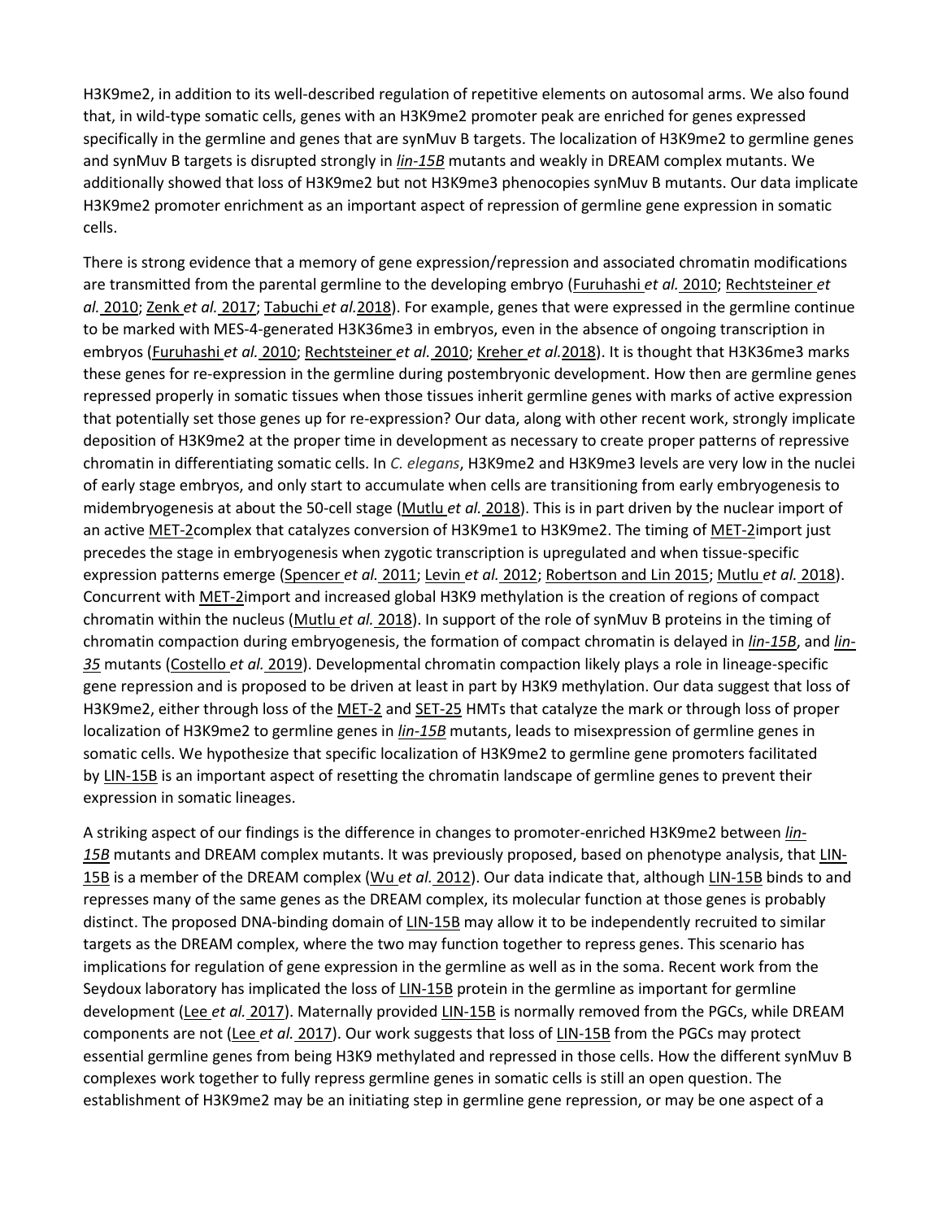H3K9me2, in addition to its well-described regulation of repetitive elements on autosomal arms. We also found that, in wild-type somatic cells, genes with an H3K9me2 promoter peak are enriched for genes expressed specifically in the germline and genes that are synMuv B targets. The localization of H3K9me2 to germline genes and synMuv B targets is disrupted strongly in *lin-15B* mutants and weakly in DREAM complex mutants. We additionally showed that loss of H3K9me2 but not H3K9me3 phenocopies synMuv B mutants. Our data implicate H3K9me2 promoter enrichment as an important aspect of repression of germline gene expression in somatic cells.

There is strong evidence that a memory of gene expression/repression and associated chromatin modifications are transmitted from the parental germline to the developing embryo (Furuhashi *et al.* 2010; Rechtsteiner *et al.* 2010; Zenk *et al.* 2017; Tabuchi *et al.* 2018). For example, genes that were expressed in the germline continue to be marked with MES-4-generated H3K36me3 in embryos, even in the absence of ongoing transcription in embryos (Furuhashi *et al.* 2010; Rechtsteiner *et al.* 2010; Kreher *et al.* 2018). It is thought that H3K36me3 marks these genes for re-expression in the germline during postembryonic development. How then are germline genes repressed properly in somatic tissues when those tissues inherit germline genes with marks of active expression that potentially set those genes up for re-expression? Our data, along with other recent work, strongly implicate deposition of H3K9me2 at the proper time in development as necessary to create proper patterns of repressive chromatin in differentiating somatic cells. In *C. elegans*, H3K9me2 and H3K9me3 levels are very low in the nuclei of early stage embryos, and only start to accumulate when cells are transitioning from early embryogenesis to midembryogenesis at about the 50-cell stage (Mutlu *et al.* 2018). This is in part driven by the nuclear import of an active MET-2complex that catalyzes conversion of H3K9me1 to H3K9me2. The timing of MET-2import just precedes the stage in embryogenesis when zygotic transcription is upregulated and when tissue-specific expression patterns emerge (Spencer *et al.* 2011; Levin *et al.* 2012; Robertson and Lin 2015; Mutlu *et al.* 2018). Concurrent with MET-2import and increased global H3K9 methylation is the creation of regions of compact chromatin within the nucleus (Mutlu *et al.* 2018). In support of the role of synMuv B proteins in the timing of chromatin compaction during embryogenesis, the formation of compact chromatin is delayed in *lin-15B*, and *lin-35* mutants (Costello *et al.* 2019). Developmental chromatin compaction likely plays a role in lineage-specific gene repression and is proposed to be driven at least in part by H3K9 methylation. Our data suggest that loss of H3K9me2, either through loss of the MET-2 and SET-25 HMTs that catalyze the mark or through loss of proper localization of H3K9me2 to germline genes in *lin-15B* mutants, leads to misexpression of germline genes in somatic cells. We hypothesize that specific localization of H3K9me2 to germline gene promoters facilitated by LIN-15B is an important aspect of resetting the chromatin landscape of germline genes to prevent their expression in somatic lineages.

A striking aspect of our findings is the difference in changes to promoter-enriched H3K9me2 between *lin-15B* mutants and DREAM complex mutants. It was previously proposed, based on phenotype analysis, that LIN-15B is a member of the DREAM complex (Wu *et al.* 2012). Our data indicate that, although LIN-15B binds to and represses many of the same genes as the DREAM complex, its molecular function at those genes is probably distinct. The proposed DNA-binding domain of LIN-15B may allow it to be independently recruited to similar targets as the DREAM complex, where the two may function together to repress genes. This scenario has implications for regulation of gene expression in the germline as well as in the soma. Recent work from the Seydoux laboratory has implicated the loss of LIN-15B protein in the germline as important for germline development (Lee *et al.* 2017). Maternally provided LIN-15B is normally removed from the PGCs, while DREAM components are not (Lee *et al.* 2017). Our work suggests that loss of LIN-15B from the PGCs may protect essential germline genes from being H3K9 methylated and repressed in those cells. How the different synMuv B complexes work together to fully repress germline genes in somatic cells is still an open question. The establishment of H3K9me2 may be an initiating step in germline gene repression, or may be one aspect of a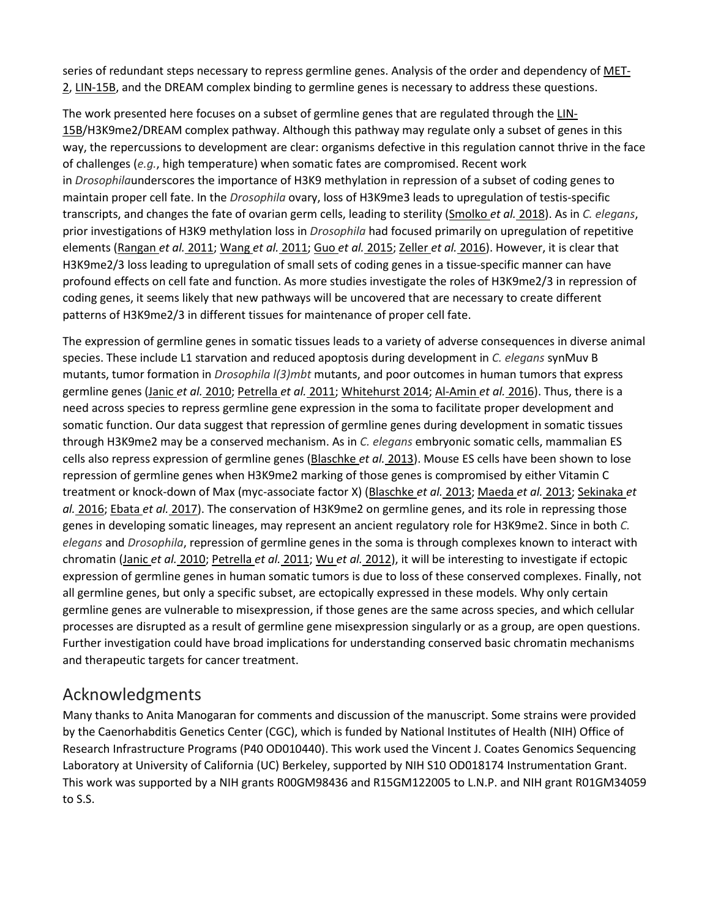series of redundant steps necessary to repress germline genes. Analysis of the order and dependency of MET-2, LIN-15B, and the DREAM complex binding to germline genes is necessary to address these questions.

The work presented here focuses on a subset of germline genes that are regulated through the LIN-15B/H3K9me2/DREAM complex pathway. Although this pathway may regulate only a subset of genes in this way, the repercussions to development are clear: organisms defective in this regulation cannot thrive in the face of challenges (*e.g.*, high temperature) when somatic fates are compromised. Recent work in *Drosophila*underscores the importance of H3K9 methylation in repression of a subset of coding genes to maintain proper cell fate. In the *Drosophila* ovary, loss of H3K9me3 leads to upregulation of testis-specific transcripts, and changes the fate of ovarian germ cells, leading to sterility (Smolko *et al.* 2018). As in *C. elegans*, prior investigations of H3K9 methylation loss in *Drosophila* had focused primarily on upregulation of repetitive elements (Rangan *et al.* 2011; Wang *et al.* 2011; Guo *et al.* 2015; Zeller *et al.* 2016). However, it is clear that H3K9me2/3 loss leading to upregulation of small sets of coding genes in a tissue-specific manner can have profound effects on cell fate and function. As more studies investigate the roles of H3K9me2/3 in repression of coding genes, it seems likely that new pathways will be uncovered that are necessary to create different patterns of H3K9me2/3 in different tissues for maintenance of proper cell fate.

The expression of germline genes in somatic tissues leads to a variety of adverse consequences in diverse animal species. These include L1 starvation and reduced apoptosis during development in *C. elegans* synMuv B mutants, tumor formation in *Drosophila l(3)mbt* mutants, and poor outcomes in human tumors that express germline genes (Janic *et al.* 2010; Petrella *et al.* 2011; Whitehurst 2014; Al-Amin *et al.* 2016). Thus, there is a need across species to repress germline gene expression in the soma to facilitate proper development and somatic function. Our data suggest that repression of germline genes during development in somatic tissues through H3K9me2 may be a conserved mechanism. As in *C. elegans* embryonic somatic cells, mammalian ES cells also repress expression of germline genes (Blaschke *et al.* 2013). Mouse ES cells have been shown to lose repression of germline genes when H3K9me2 marking of those genes is compromised by either Vitamin C treatment or knock-down of Max (myc-associate factor X) (Blaschke *et al.* 2013; Maeda *et al.* 2013; Sekinaka *et al.* 2016; Ebata *et al.* 2017). The conservation of H3K9me2 on germline genes, and its role in repressing those genes in developing somatic lineages, may represent an ancient regulatory role for H3K9me2. Since in both *C. elegans* and *Drosophila*, repression of germline genes in the soma is through complexes known to interact with chromatin (Janic *et al.* 2010; Petrella *et al.* 2011; Wu *et al.* 2012), it will be interesting to investigate if ectopic expression of germline genes in human somatic tumors is due to loss of these conserved complexes. Finally, not all germline genes, but only a specific subset, are ectopically expressed in these models. Why only certain germline genes are vulnerable to misexpression, if those genes are the same across species, and which cellular processes are disrupted as a result of germline gene misexpression singularly or as a group, are open questions. Further investigation could have broad implications for understanding conserved basic chromatin mechanisms and therapeutic targets for cancer treatment.

## Acknowledgments

Many thanks to Anita Manogaran for comments and discussion of the manuscript. Some strains were provided by the Caenorhabditis Genetics Center (CGC), which is funded by National Institutes of Health (NIH) Office of Research Infrastructure Programs (P40 OD010440). This work used the Vincent J. Coates Genomics Sequencing Laboratory at University of California (UC) Berkeley, supported by NIH S10 OD018174 Instrumentation Grant. This work was supported by a NIH grants R00GM98436 and R15GM122005 to L.N.P. and NIH grant R01GM34059 to S.S.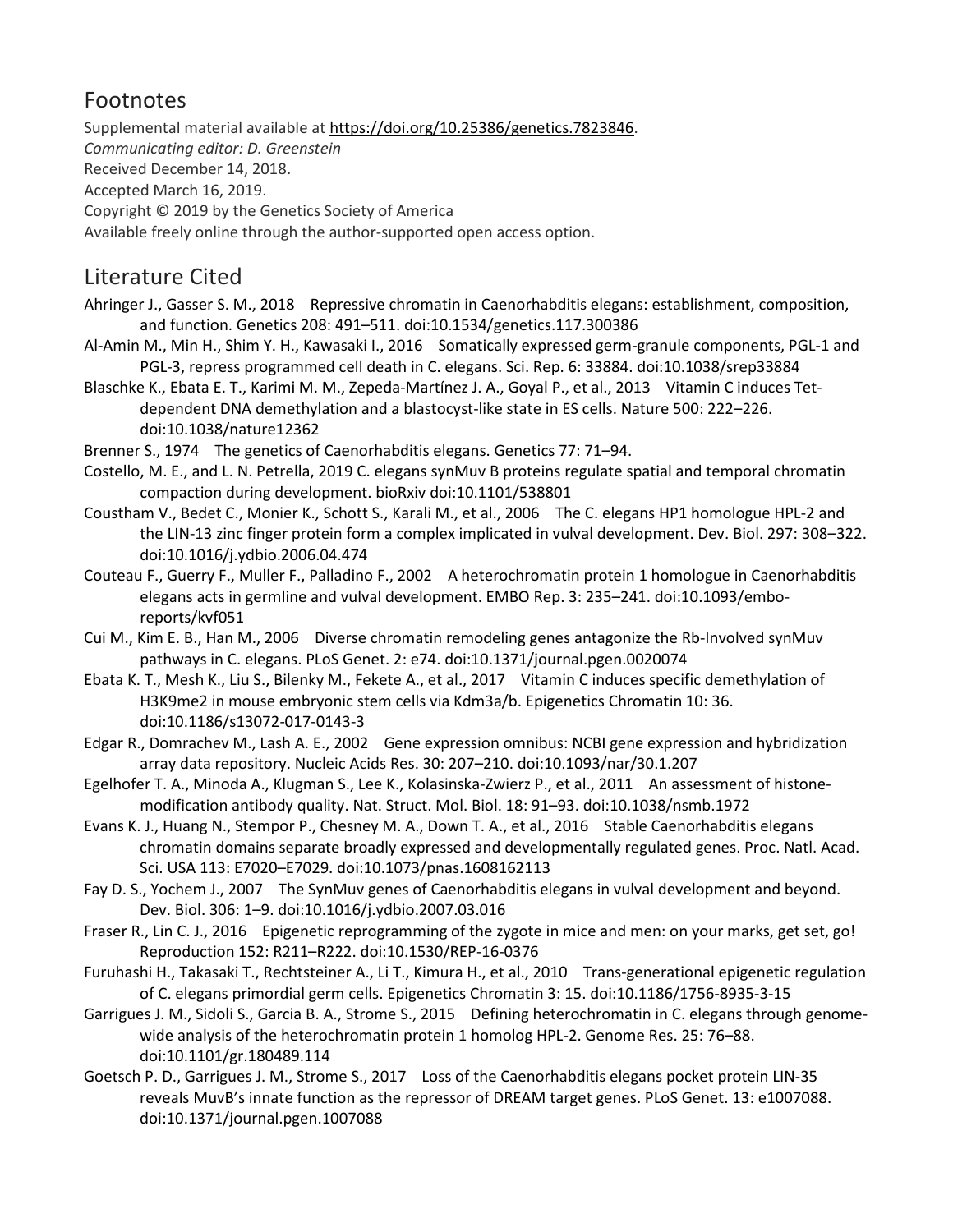## Footnotes

Supplemental material available at https://doi.org/10.25386/genetics.7823846.

*Communicating editor: D. Greenstein*

Received December 14, 2018.

Accepted March 16, 2019.

Copyright © 2019 by the Genetics Society of America

Available freely online through the author-supported open access option.

## Literature Cited

Ahringer J., Gasser S. M., 2018 Repressive chromatin in Caenorhabditis elegans: establishment, composition, and function. Genetics 208: 491–511. doi:10.1534/genetics.117.300386

Al-Amin M., Min H., Shim Y. H., Kawasaki I., 2016 Somatically expressed germ-granule components, PGL-1 and PGL-3, repress programmed cell death in C. elegans. Sci. Rep. 6: 33884. doi:10.1038/srep33884

Blaschke K., Ebata E. T., Karimi M. M., Zepeda-Martínez J. A., Goyal P., et al., 2013 Vitamin C induces Tet-dependent DNA demethylation and a blastocyst-like state in ES cells. Nature 500: 222–226. doi:10.1038/nature12362

Brenner S., 1974 The genetics of Caenorhabditis elegans. Genetics 77: 71–94.

Costello, M. E., and L. N. Petrella, 2019 C. elegans synMuv B proteins regulate spatial and temporal chromatin compaction during development. bioRxiv doi:10.1101/538801

Coustham V., Bedet C., Monier K., Schott S., Karali M., et al., 2006 The C. elegans HP1 homologue HPL-2 and the LIN-13 zinc finger protein form a complex implicated in vulval development. Dev. Biol. 297: 308–322. doi:10.1016/j.ydbio.2006.04.474

Couteau F., Guerry F., Muller F., Palladino F., 2002 A heterochromatin protein 1 homologue in Caenorhabditis elegans acts in germline and vulval development. EMBO Rep. 3: 235–241. doi:10.1093/embo-reports/kvf051

Cui M., Kim E. B., Han M., 2006 Diverse chromatin remodeling genes antagonize the Rb-Involved synMuv pathways in C. elegans. PLoS Genet. 2: e74. doi:10.1371/journal.pgen.0020074

Ebata K. T., Mesh K., Liu S., Bilenky M., Fekete A., et al., 2017 Vitamin C induces specific demethylation of H3K9me2 in mouse embryonic stem cells via Kdm3a/b. Epigenetics Chromatin 10: 36. doi:10.1186/s13072-017-0143-3

Edgar R., Domrachev M., Lash A. E., 2002 Gene expression omnibus: NCBI gene expression and hybridization array data repository. Nucleic Acids Res. 30: 207–210. doi:10.1093/nar/30.1.207

Egelhofer T. A., Minoda A., Klugman S., Lee K., Kolasinska-Zwierz P., et al., 2011 An assessment of histone-modification antibody quality. Nat. Struct. Mol. Biol. 18: 91–93. doi:10.1038/nsmb.1972

Evans K. J., Huang N., Stempor P., Chesney M. A., Down T. A., et al., 2016 Stable Caenorhabditis elegans chromatin domains separate broadly expressed and developmentally regulated genes. Proc. Natl. Acad. Sci. USA 113: E7020–E7029. doi:10.1073/pnas.1608162113

Fay D. S., Yochem J., 2007 The SynMuv genes of Caenorhabditis elegans in vulval development and beyond. Dev. Biol. 306: 1–9. doi:10.1016/j.ydbio.2007.03.016

Fraser R., Lin C. J., 2016 Epigenetic reprogramming of the zygote in mice and men: on your marks, get set, go! Reproduction 152: R211–R222. doi:10.1530/REP-16-0376

Furuhashi H., Takasaki T., Rechtsteiner A., Li T., Kimura H., et al., 2010 Trans-generational epigenetic regulation of C. elegans primordial germ cells. Epigenetics Chromatin 3: 15. doi:10.1186/1756-8935-3-15

Garrigues J. M., Sidoli S., Garcia B. A., Strome S., 2015 Defining heterochromatin in C. elegans through genome-wide analysis of the heterochromatin protein 1 homolog HPL-2. Genome Res. 25: 76–88. doi:10.1101/gr.180489.114

Goetsch P. D., Garrigues J. M., Strome S., 2017 Loss of the Caenorhabditis elegans pocket protein LIN-35 reveals MuvB's innate function as the repressor of DREAM target genes. PLoS Genet. 13: e1007088. doi:10.1371/journal.pgen.1007088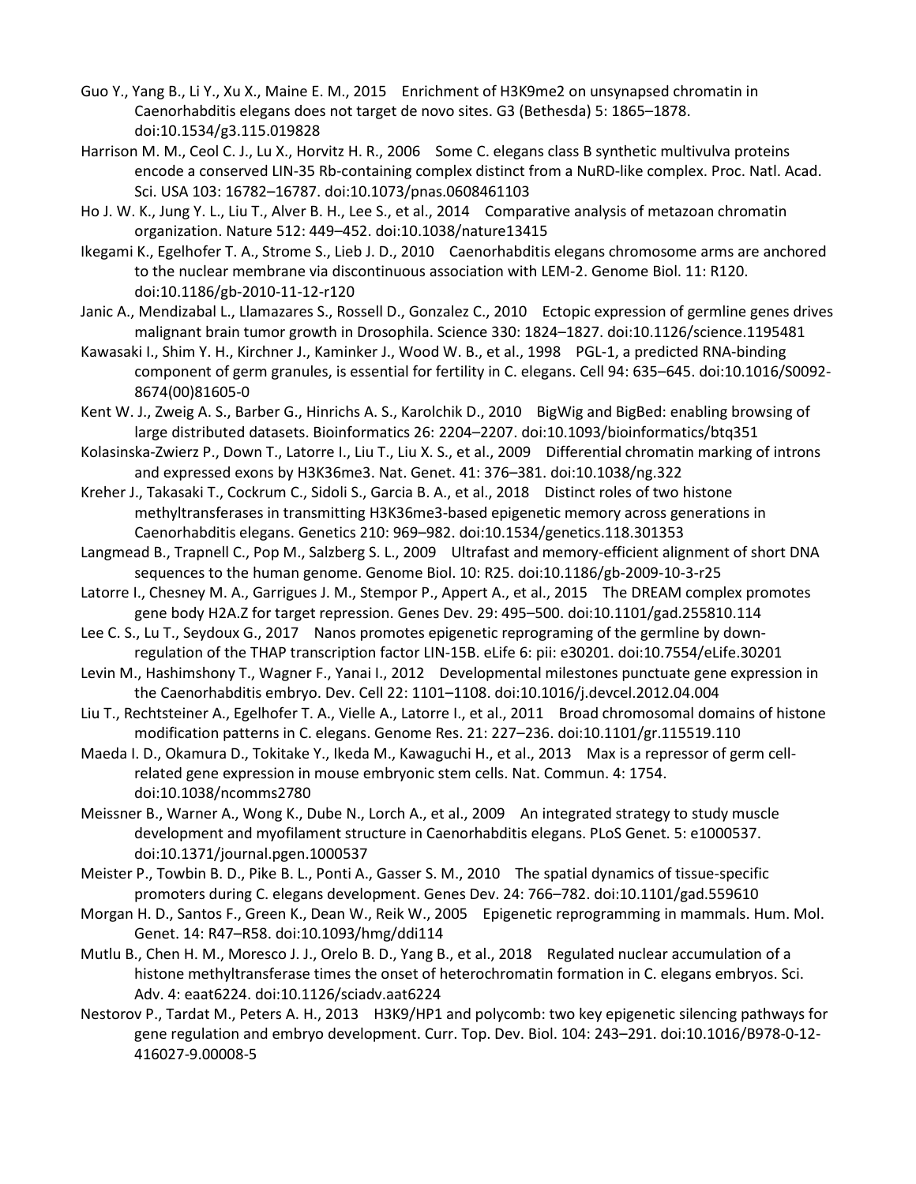Guo Y., Yang B., Li Y., Xu X., Maine E. M., 2015 Enrichment of H3K9me2 on unsynapsed chromatin in Caenorhabditis elegans does not target de novo sites. G3 (Bethesda) 5: 1865–1878. doi:10.1534/g3.115.019828

Harrison M. M., Ceol C. J., Lu X., Horvitz H. R., 2006 Some C. elegans class B synthetic multivulva proteins encode a conserved LIN-35 Rb-containing complex distinct from a NuRD-like complex. Proc. Natl. Acad. Sci. USA 103: 16782–16787. doi:10.1073/pnas.0608461103

Ho J. W. K., Jung Y. L., Liu T., Alver B. H., Lee S., et al., 2014 Comparative analysis of metazoan chromatin organization. Nature 512: 449–452. doi:10.1038/nature13415

Ikegami K., Egelhofer T. A., Strome S., Lieb J. D., 2010 Caenorhabditis elegans chromosome arms are anchored to the nuclear membrane via discontinuous association with LEM-2. Genome Biol. 11: R120. doi:10.1186/gb-2010-11-12-r120

Janic A., Mendizabal L., Llamazares S., Rossell D., Gonzalez C., 2010 Ectopic expression of germline genes drives malignant brain tumor growth in Drosophila. Science 330: 1824–1827. doi:10.1126/science.1195481

Kawasaki I., Shim Y. H., Kirchner J., Kaminker J., Wood W. B., et al., 1998 PGL-1, a predicted RNA-binding component of germ granules, is essential for fertility in C. elegans. Cell 94: 635–645. doi:10.1016/S0092-8674(00)81605-0

Kent W. J., Zweig A. S., Barber G., Hinrichs A. S., Karolchik D., 2010 BigWig and BigBed: enabling browsing of large distributed datasets. Bioinformatics 26: 2204–2207. doi:10.1093/bioinformatics/btq351

Kolasinska-Zwierz P., Down T., Latorre I., Liu T., Liu X. S., et al., 2009 Differential chromatin marking of introns and expressed exons by H3K36me3. Nat. Genet. 41: 376–381. doi:10.1038/ng.322

Kreher J., Takasaki T., Cockrum C., Sidoli S., Garcia B. A., et al., 2018 Distinct roles of two histone methyltransferases in transmitting H3K36me3-based epigenetic memory across generations in Caenorhabditis elegans. Genetics 210: 969–982. doi:10.1534/genetics.118.301353

Langmead B., Trapnell C., Pop M., Salzberg S. L., 2009 Ultrafast and memory-efficient alignment of short DNA sequences to the human genome. Genome Biol. 10: R25. doi:10.1186/gb-2009-10-3-r25

Latorre I., Chesney M. A., Garrigues J. M., Stempor P., Appert A., et al., 2015 The DREAM complex promotes gene body H2A.Z for target repression. Genes Dev. 29: 495–500. doi:10.1101/gad.255810.114

Lee C. S., Lu T., Seydoux G., 2017 Nanos promotes epigenetic reprograming of the germline by down-regulation of the THAP transcription factor LIN-15B. eLife 6: pii: e30201. doi:10.7554/eLife.30201

Levin M., Hashimshony T., Wagner F., Yanai I., 2012 Developmental milestones punctuate gene expression in the Caenorhabditis embryo. Dev. Cell 22: 1101–1108. doi:10.1016/j.devcel.2012.04.004

Liu T., Rechtsteiner A., Egelhofer T. A., Vielle A., Latorre I., et al., 2011 Broad chromosomal domains of histone modification patterns in C. elegans. Genome Res. 21: 227–236. doi:10.1101/gr.115519.110

Maeda I. D., Okamura D., Tokitake Y., Ikeda M., Kawaguchi H., et al., 2013 Max is a repressor of germ cell-related gene expression in mouse embryonic stem cells. Nat. Commun. 4: 1754. doi:10.1038/ncomms2780

Meissner B., Warner A., Wong K., Dube N., Lorch A., et al., 2009 An integrated strategy to study muscle development and myofilament structure in Caenorhabditis elegans. PLoS Genet. 5: e1000537. doi:10.1371/journal.pgen.1000537

Meister P., Towbin B. D., Pike B. L., Ponti A., Gasser S. M., 2010 The spatial dynamics of tissue-specific promoters during C. elegans development. Genes Dev. 24: 766–782. doi:10.1101/gad.559610

Morgan H. D., Santos F., Green K., Dean W., Reik W., 2005 Epigenetic reprogramming in mammals. Hum. Mol. Genet. 14: R47–R58. doi:10.1093/hmg/ddi114

Mutlu B., Chen H. M., Moresco J. J., Orelo B. D., Yang B., et al., 2018 Regulated nuclear accumulation of a histone methyltransferase times the onset of heterochromatin formation in C. elegans embryos. Sci. Adv. 4: eaat6224. doi:10.1126/sciadv.aat6224

Nestorov P., Tardat M., Peters A. H., 2013 H3K9/HP1 and polycomb: two key epigenetic silencing pathways for gene regulation and embryo development. Curr. Top. Dev. Biol. 104: 243–291. doi:10.1016/B978-0-12-416027-9.00008-5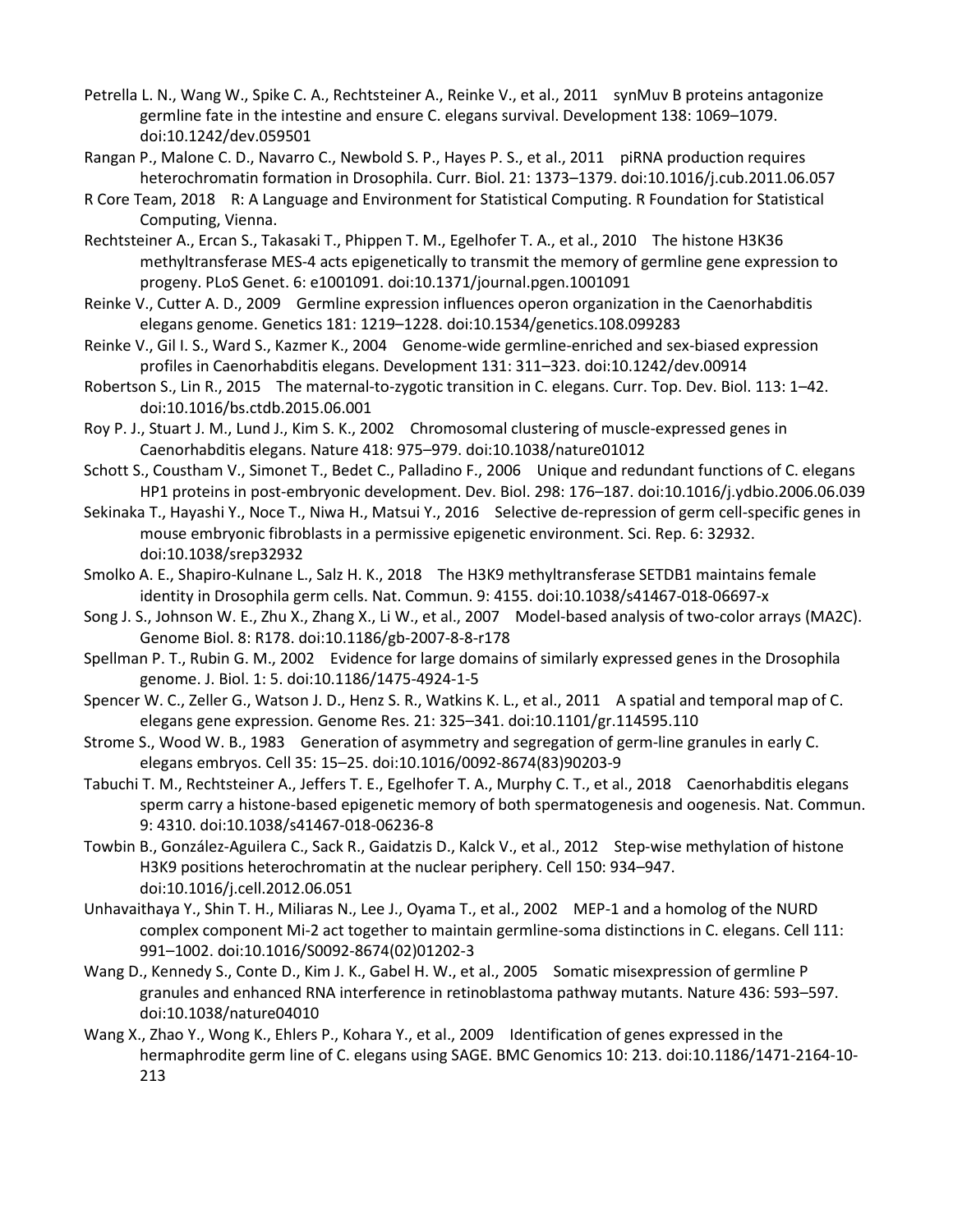Petrella L. N., Wang W., Spike C. A., Rechtsteiner A., Reinke V., et al., 2011 synMuv B proteins antagonize germline fate in the intestine and ensure C. elegans survival. Development 138: 1069–1079. doi:10.1242/dev.059501

Rangan P., Malone C. D., Navarro C., Newbold S. P., Hayes P. S., et al., 2011 piRNA production requires heterochromatin formation in Drosophila. Curr. Biol. 21: 1373–1379. doi:10.1016/j.cub.2011.06.057

R Core Team, 2018 R: A Language and Environment for Statistical Computing. R Foundation for Statistical Computing, Vienna.

Rechtsteiner A., Ercan S., Takasaki T., Phippen T. M., Egelhofer T. A., et al., 2010 The histone H3K36 methyltransferase MES-4 acts epigenetically to transmit the memory of germline gene expression to progeny. PLoS Genet. 6: e1001091. doi:10.1371/journal.pgen.1001091

Reinke V., Cutter A. D., 2009 Germline expression influences operon organization in the Caenorhabditis elegans genome. Genetics 181: 1219–1228. doi:10.1534/genetics.108.099283

Reinke V., Gil I. S., Ward S., Kazmer K., 2004 Genome-wide germline-enriched and sex-biased expression profiles in Caenorhabditis elegans. Development 131: 311–323. doi:10.1242/dev.00914

Robertson S., Lin R., 2015 The maternal-to-zygotic transition in C. elegans. Curr. Top. Dev. Biol. 113: 1–42. doi:10.1016/bs.ctdb.2015.06.001

Roy P. J., Stuart J. M., Lund J., Kim S. K., 2002 Chromosomal clustering of muscle-expressed genes in Caenorhabditis elegans. Nature 418: 975–979. doi:10.1038/nature01012

Schott S., Coustham V., Simonet T., Bedet C., Palladino F., 2006 Unique and redundant functions of C. elegans HP1 proteins in post-embryonic development. Dev. Biol. 298: 176–187. doi:10.1016/j.ydbio.2006.06.039

Sekinaka T., Hayashi Y., Noce T., Niwa H., Matsui Y., 2016 Selective de-repression of germ cell-specific genes in mouse embryonic fibroblasts in a permissive epigenetic environment. Sci. Rep. 6: 32932. doi:10.1038/srep32932

Smolko A. E., Shapiro-Kulnane L., Salz H. K., 2018 The H3K9 methyltransferase SETDB1 maintains female identity in Drosophila germ cells. Nat. Commun. 9: 4155. doi:10.1038/s41467-018-06697-x

Song J. S., Johnson W. E., Zhu X., Zhang X., Li W., et al., 2007 Model-based analysis of two-color arrays (MA2C). Genome Biol. 8: R178. doi:10.1186/gb-2007-8-8-r178

Spellman P. T., Rubin G. M., 2002 Evidence for large domains of similarly expressed genes in the Drosophila genome. J. Biol. 1: 5. doi:10.1186/1475-4924-1-5

Spencer W. C., Zeller G., Watson J. D., Henz S. R., Watkins K. L., et al., 2011 A spatial and temporal map of C. elegans gene expression. Genome Res. 21: 325–341. doi:10.1101/gr.114595.110

Strome S., Wood W. B., 1983 Generation of asymmetry and segregation of germ-line granules in early C. elegans embryos. Cell 35: 15–25. doi:10.1016/0092-8674(83)90203-9

Tabuchi T. M., Rechtsteiner A., Jeffers T. E., Egelhofer T. A., Murphy C. T., et al., 2018 Caenorhabditis elegans sperm carry a histone-based epigenetic memory of both spermatogenesis and oogenesis. Nat. Commun. 9: 4310. doi:10.1038/s41467-018-06236-8

Towbin B., González-Aguilera C., Sack R., Gaidatzis D., Kalck V., et al., 2012 Step-wise methylation of histone H3K9 positions heterochromatin at the nuclear periphery. Cell 150: 934–947. doi:10.1016/j.cell.2012.06.051

Unhavaithaya Y., Shin T. H., Miliaras N., Lee J., Oyama T., et al., 2002 MEP-1 and a homolog of the NURD complex component Mi-2 act together to maintain germline-soma distinctions in C. elegans. Cell 111: 991–1002. doi:10.1016/S0092-8674(02)01202-3

Wang D., Kennedy S., Conte D., Kim J. K., Gabel H. W., et al., 2005 Somatic misexpression of germline P granules and enhanced RNA interference in retinoblastoma pathway mutants. Nature 436: 593–597. doi:10.1038/nature04010

Wang X., Zhao Y., Wong K., Ehlers P., Kohara Y., et al., 2009 Identification of genes expressed in the hermaphrodite germ line of C. elegans using SAGE. BMC Genomics 10: 213. doi:10.1186/1471-2164-10-213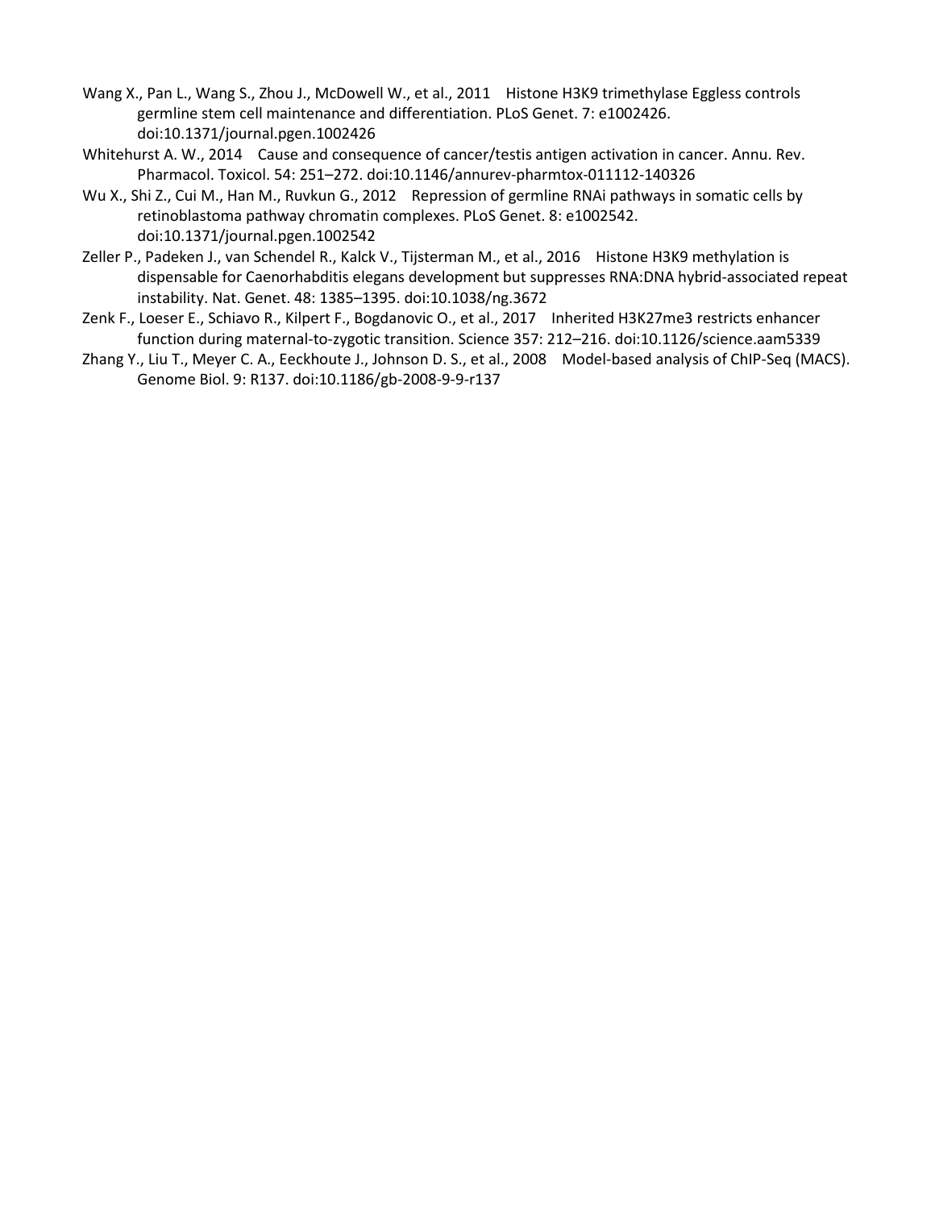Wang X., Pan L., Wang S., Zhou J., McDowell W., et al., 2011 Histone H3K9 trimethylase Eggless controls germline stem cell maintenance and differentiation. PLoS Genet. 7: e1002426. doi:10.1371/journal.pgen.1002426

Whitehurst A. W., 2014 Cause and consequence of cancer/testis antigen activation in cancer. Annu. Rev. Pharmacol. Toxicol. 54: 251–272. doi:10.1146/annurev-pharmtox-011112-140326

Wu X., Shi Z., Cui M., Han M., Ruvkun G., 2012 Repression of germline RNAi pathways in somatic cells by retinoblastoma pathway chromatin complexes. PLoS Genet. 8: e1002542. doi:10.1371/journal.pgen.1002542

Zeller P., Padeken J., van Schendel R., Kalck V., Tijsterman M., et al., 2016 Histone H3K9 methylation is dispensable for Caenorhabditis elegans development but suppresses RNA:DNA hybrid-associated repeat instability. Nat. Genet. 48: 1385–1395. doi:10.1038/ng.3672

Zenk F., Loeser E., Schiavo R., Kilpert F., Bogdanovic O., et al., 2017 Inherited H3K27me3 restricts enhancer function during maternal-to-zygotic transition. Science 357: 212–216. doi:10.1126/science.aam5339

Zhang Y., Liu T., Meyer C. A., Eeckhoute J., Johnson D. S., et al., 2008 Model-based analysis of ChIP-Seq (MACS). Genome Biol. 9: R137. doi:10.1186/gb-2008-9-9-r137